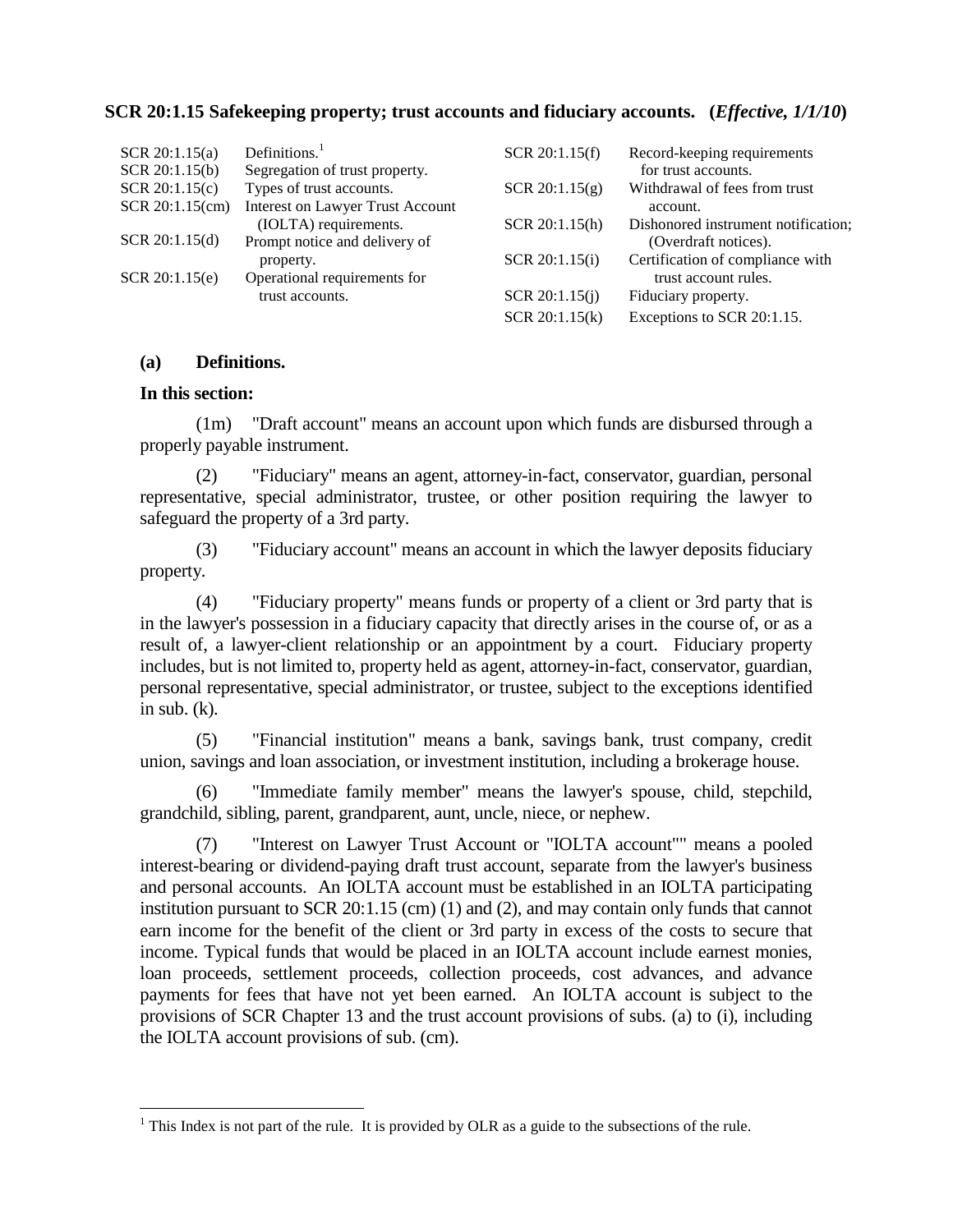**SCR 20:1.15 Safekeeping property; trust accounts and fiduciary accounts. (*Effective, 1/1/10*)**

| | | | |
|---|---|---|---|
| SCR 20:1.15(a) | Definitions.[1] | SCR 20:1.15(f) | Record-keeping requirements for trust accounts. |
| SCR 20:1.15(b) | Segregation of trust property. | SCR 20:1.15(g) | Withdrawal of fees from trust account. |
| SCR 20:1.15(c) | Types of trust accounts. | SCR 20:1.15(h) | Dishonored instrument notification; (Overdraft notices). |
| SCR 20:1.15(cm) | Interest on Lawyer Trust Account (IOLTA) requirements. | SCR 20:1.15(i) | Certification of compliance with trust account rules. |
| SCR 20:1.15(d) | Prompt notice and delivery of property. | SCR 20:1.15(j) | Fiduciary property. |
| SCR 20:1.15(e) | Operational requirements for trust accounts. | SCR 20:1.15(k) | Exceptions to SCR 20:1.15. |

**(a) Definitions.**

**In this section:**

(1m) "Draft account" means an account upon which funds are disbursed through a properly payable instrument.

(2) "Fiduciary" means an agent, attorney-in-fact, conservator, guardian, personal representative, special administrator, trustee, or other position requiring the lawyer to safeguard the property of a 3rd party.

(3) "Fiduciary account" means an account in which the lawyer deposits fiduciary property.

(4) "Fiduciary property" means funds or property of a client or 3rd party that is in the lawyer's possession in a fiduciary capacity that directly arises in the course of, or as a result of, a lawyer-client relationship or an appointment by a court. Fiduciary property includes, but is not limited to, property held as agent, attorney-in-fact, conservator, guardian, personal representative, special administrator, or trustee, subject to the exceptions identified in sub. (k).

(5) "Financial institution" means a bank, savings bank, trust company, credit union, savings and loan association, or investment institution, including a brokerage house.

(6) "Immediate family member" means the lawyer's spouse, child, stepchild, grandchild, sibling, parent, grandparent, aunt, uncle, niece, or nephew.

(7) "Interest on Lawyer Trust Account or "IOLTA account"" means a pooled interest-bearing or dividend-paying draft trust account, separate from the lawyer's business and personal accounts. An IOLTA account must be established in an IOLTA participating institution pursuant to SCR 20:1.15 (cm) (1) and (2), and may contain only funds that cannot earn income for the benefit of the client or 3rd party in excess of the costs to secure that income. Typical funds that would be placed in an IOLTA account include earnest monies, loan proceeds, settlement proceeds, collection proceeds, cost advances, and advance payments for fees that have not yet been earned. An IOLTA account is subject to the provisions of SCR Chapter 13 and the trust account provisions of subs. (a) to (i), including the IOLTA account provisions of sub. (cm).

[1] This Index is not part of the rule. It is provided by OLR as a guide to the subsections of the rule.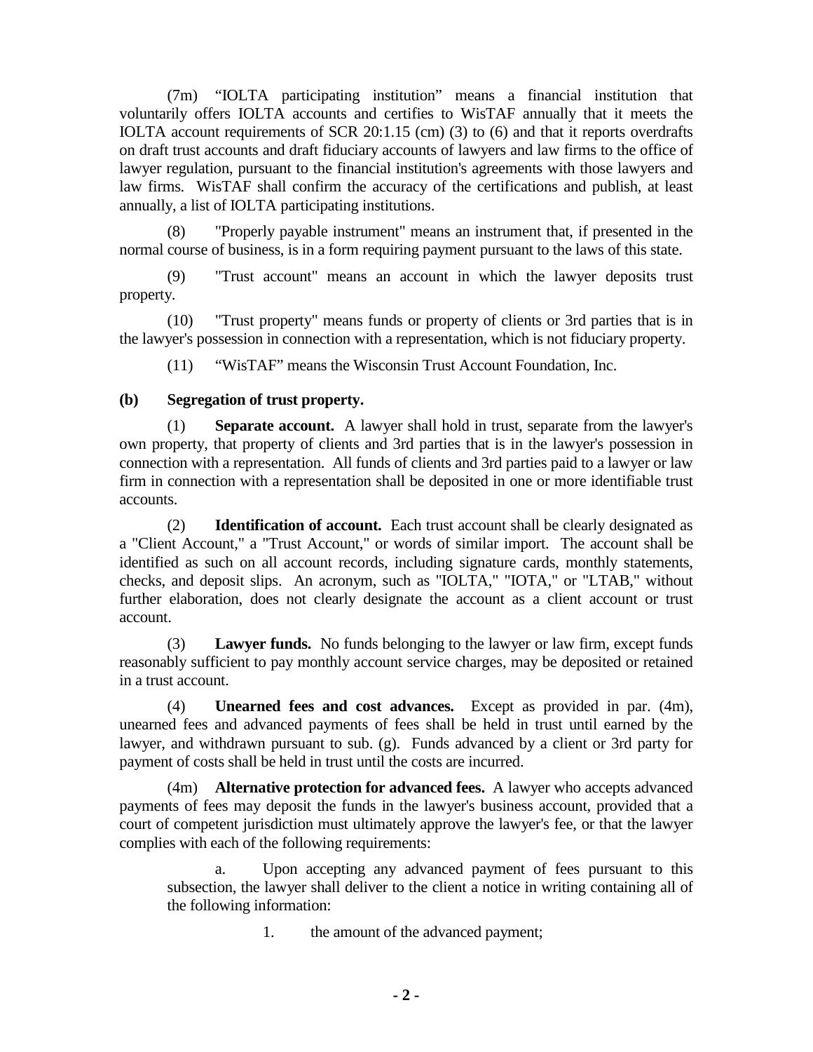(7m) "IOLTA participating institution" means a financial institution that voluntarily offers IOLTA accounts and certifies to WisTAF annually that it meets the IOLTA account requirements of SCR 20:1.15 (cm) (3) to (6) and that it reports overdrafts on draft trust accounts and draft fiduciary accounts of lawyers and law firms to the office of lawyer regulation, pursuant to the financial institution's agreements with those lawyers and law firms. WisTAF shall confirm the accuracy of the certifications and publish, at least annually, a list of IOLTA participating institutions.

(8) "Properly payable instrument" means an instrument that, if presented in the normal course of business, is in a form requiring payment pursuant to the laws of this state.

(9) "Trust account" means an account in which the lawyer deposits trust property.

(10) "Trust property" means funds or property of clients or 3rd parties that is in the lawyer's possession in connection with a representation, which is not fiduciary property.

(11) "WisTAF" means the Wisconsin Trust Account Foundation, Inc.

**(b) Segregation of trust property.**

(1) **Separate account.** A lawyer shall hold in trust, separate from the lawyer's own property, that property of clients and 3rd parties that is in the lawyer's possession in connection with a representation. All funds of clients and 3rd parties paid to a lawyer or law firm in connection with a representation shall be deposited in one or more identifiable trust accounts.

(2) **Identification of account.** Each trust account shall be clearly designated as a "Client Account," a "Trust Account," or words of similar import. The account shall be identified as such on all account records, including signature cards, monthly statements, checks, and deposit slips. An acronym, such as "IOLTA," "IOTA," or "LTAB," without further elaboration, does not clearly designate the account as a client account or trust account.

(3) **Lawyer funds.** No funds belonging to the lawyer or law firm, except funds reasonably sufficient to pay monthly account service charges, may be deposited or retained in a trust account.

(4) **Unearned fees and cost advances.** Except as provided in par. (4m), unearned fees and advanced payments of fees shall be held in trust until earned by the lawyer, and withdrawn pursuant to sub. (g). Funds advanced by a client or 3rd party for payment of costs shall be held in trust until the costs are incurred.

(4m) **Alternative protection for advanced fees.** A lawyer who accepts advanced payments of fees may deposit the funds in the lawyer's business account, provided that a court of competent jurisdiction must ultimately approve the lawyer's fee, or that the lawyer complies with each of the following requirements:

a. Upon accepting any advanced payment of fees pursuant to this subsection, the lawyer shall deliver to the client a notice in writing containing all of the following information:

1. the amount of the advanced payment;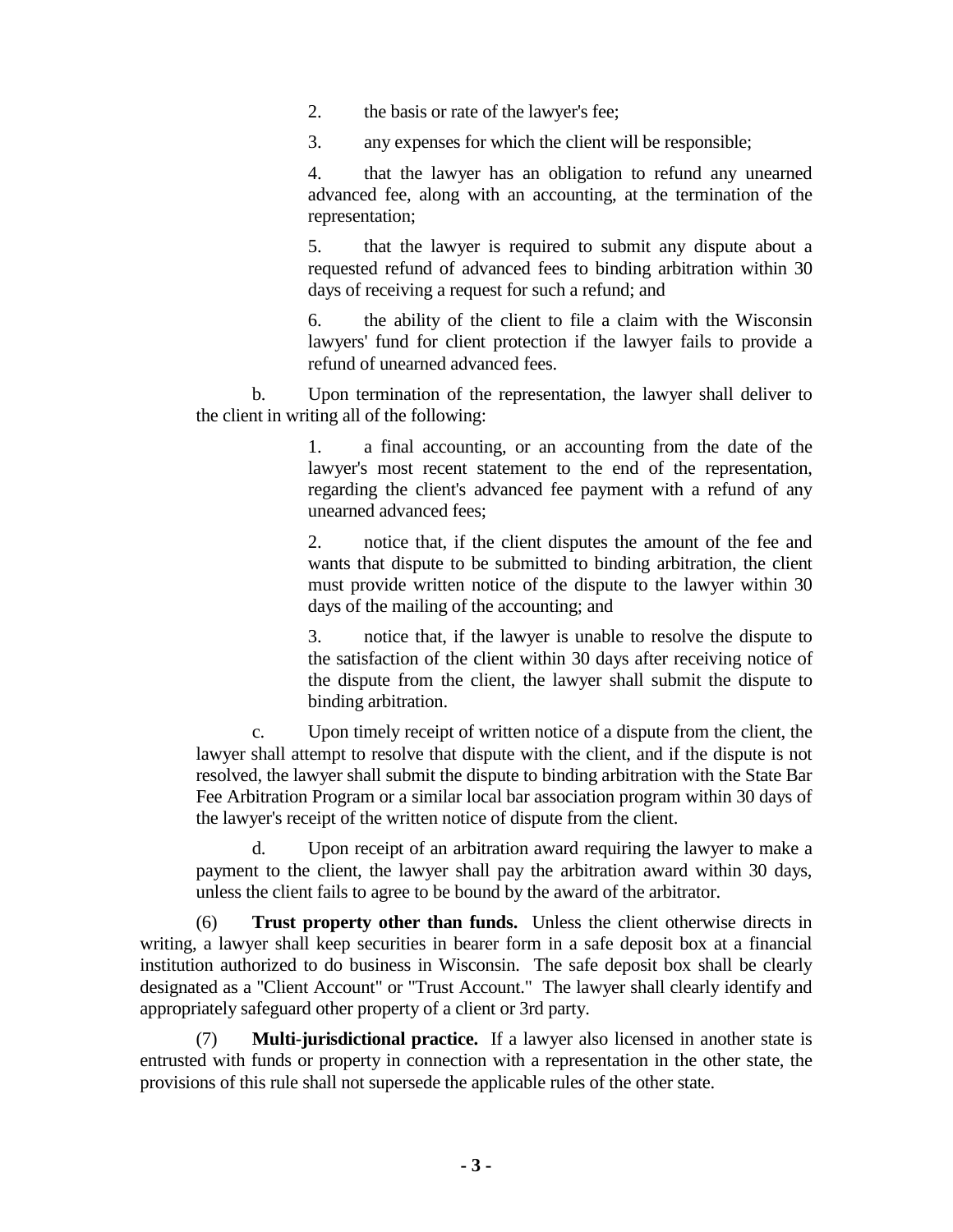2. the basis or rate of the lawyer's fee;

3. any expenses for which the client will be responsible;

4. that the lawyer has an obligation to refund any unearned advanced fee, along with an accounting, at the termination of the representation;

5. that the lawyer is required to submit any dispute about a requested refund of advanced fees to binding arbitration within 30 days of receiving a request for such a refund; and

6. the ability of the client to file a claim with the Wisconsin lawyers' fund for client protection if the lawyer fails to provide a refund of unearned advanced fees.

b. Upon termination of the representation, the lawyer shall deliver to the client in writing all of the following:

1. a final accounting, or an accounting from the date of the lawyer's most recent statement to the end of the representation, regarding the client's advanced fee payment with a refund of any unearned advanced fees;

2. notice that, if the client disputes the amount of the fee and wants that dispute to be submitted to binding arbitration, the client must provide written notice of the dispute to the lawyer within 30 days of the mailing of the accounting; and

3. notice that, if the lawyer is unable to resolve the dispute to the satisfaction of the client within 30 days after receiving notice of the dispute from the client, the lawyer shall submit the dispute to binding arbitration.

c. Upon timely receipt of written notice of a dispute from the client, the lawyer shall attempt to resolve that dispute with the client, and if the dispute is not resolved, the lawyer shall submit the dispute to binding arbitration with the State Bar Fee Arbitration Program or a similar local bar association program within 30 days of the lawyer's receipt of the written notice of dispute from the client.

d. Upon receipt of an arbitration award requiring the lawyer to make a payment to the client, the lawyer shall pay the arbitration award within 30 days, unless the client fails to agree to be bound by the award of the arbitrator.

(6) **Trust property other than funds.** Unless the client otherwise directs in writing, a lawyer shall keep securities in bearer form in a safe deposit box at a financial institution authorized to do business in Wisconsin. The safe deposit box shall be clearly designated as a "Client Account" or "Trust Account." The lawyer shall clearly identify and appropriately safeguard other property of a client or 3rd party.

(7) **Multi-jurisdictional practice.** If a lawyer also licensed in another state is entrusted with funds or property in connection with a representation in the other state, the provisions of this rule shall not supersede the applicable rules of the other state.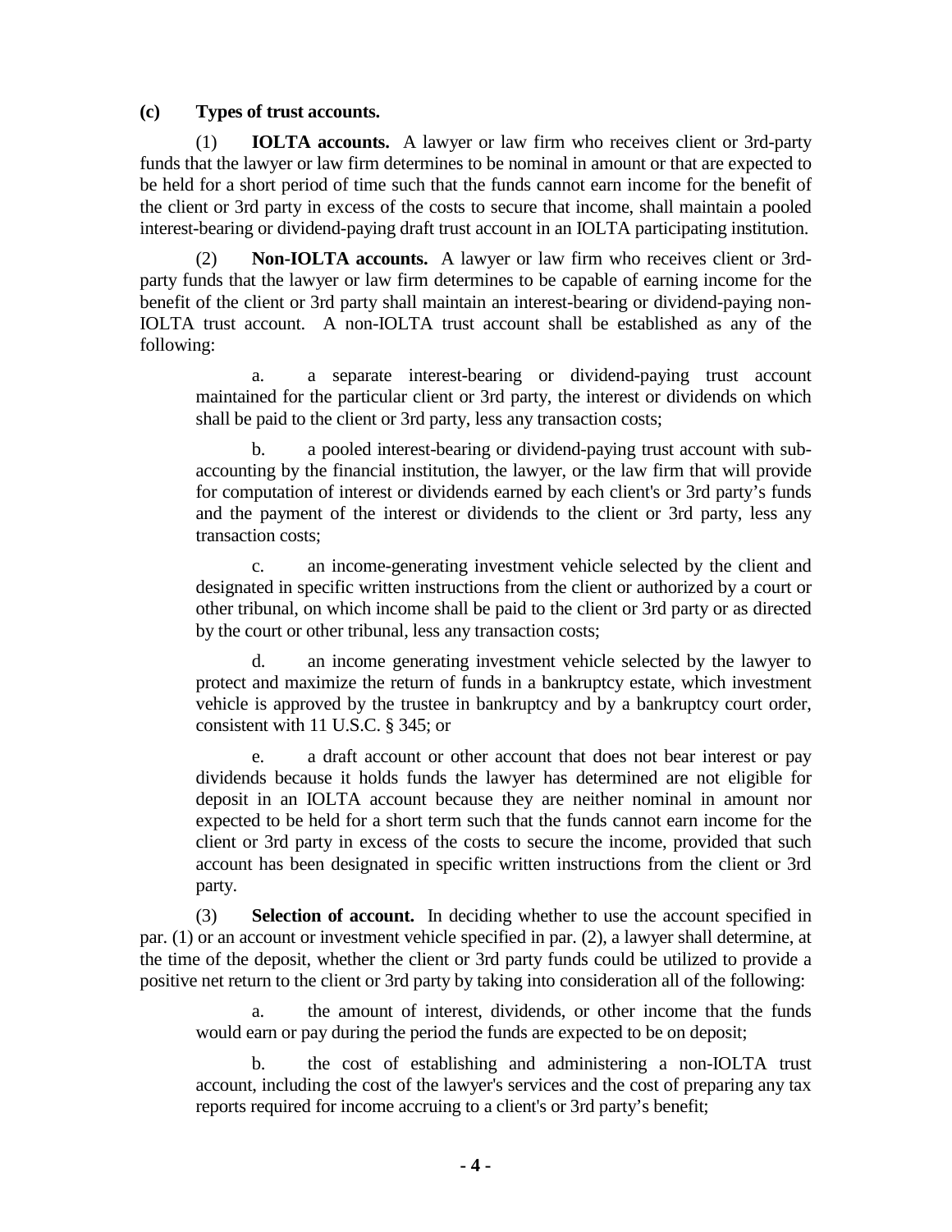**(c) Types of trust accounts.**

(1) **IOLTA accounts.** A lawyer or law firm who receives client or 3rd-party funds that the lawyer or law firm determines to be nominal in amount or that are expected to be held for a short period of time such that the funds cannot earn income for the benefit of the client or 3rd party in excess of the costs to secure that income, shall maintain a pooled interest-bearing or dividend-paying draft trust account in an IOLTA participating institution.

(2) **Non-IOLTA accounts.** A lawyer or law firm who receives client or 3rd-party funds that the lawyer or law firm determines to be capable of earning income for the benefit of the client or 3rd party shall maintain an interest-bearing or dividend-paying non-IOLTA trust account. A non-IOLTA trust account shall be established as any of the following:

a. a separate interest-bearing or dividend-paying trust account maintained for the particular client or 3rd party, the interest or dividends on which shall be paid to the client or 3rd party, less any transaction costs;

b. a pooled interest-bearing or dividend-paying trust account with sub-accounting by the financial institution, the lawyer, or the law firm that will provide for computation of interest or dividends earned by each client's or 3rd party's funds and the payment of the interest or dividends to the client or 3rd party, less any transaction costs;

c. an income-generating investment vehicle selected by the client and designated in specific written instructions from the client or authorized by a court or other tribunal, on which income shall be paid to the client or 3rd party or as directed by the court or other tribunal, less any transaction costs;

d. an income generating investment vehicle selected by the lawyer to protect and maximize the return of funds in a bankruptcy estate, which investment vehicle is approved by the trustee in bankruptcy and by a bankruptcy court order, consistent with 11 U.S.C. § 345; or

e. a draft account or other account that does not bear interest or pay dividends because it holds funds the lawyer has determined are not eligible for deposit in an IOLTA account because they are neither nominal in amount nor expected to be held for a short term such that the funds cannot earn income for the client or 3rd party in excess of the costs to secure the income, provided that such account has been designated in specific written instructions from the client or 3rd party.

(3) **Selection of account.** In deciding whether to use the account specified in par. (1) or an account or investment vehicle specified in par. (2), a lawyer shall determine, at the time of the deposit, whether the client or 3rd party funds could be utilized to provide a positive net return to the client or 3rd party by taking into consideration all of the following:

a. the amount of interest, dividends, or other income that the funds would earn or pay during the period the funds are expected to be on deposit;

b. the cost of establishing and administering a non-IOLTA trust account, including the cost of the lawyer's services and the cost of preparing any tax reports required for income accruing to a client's or 3rd party's benefit;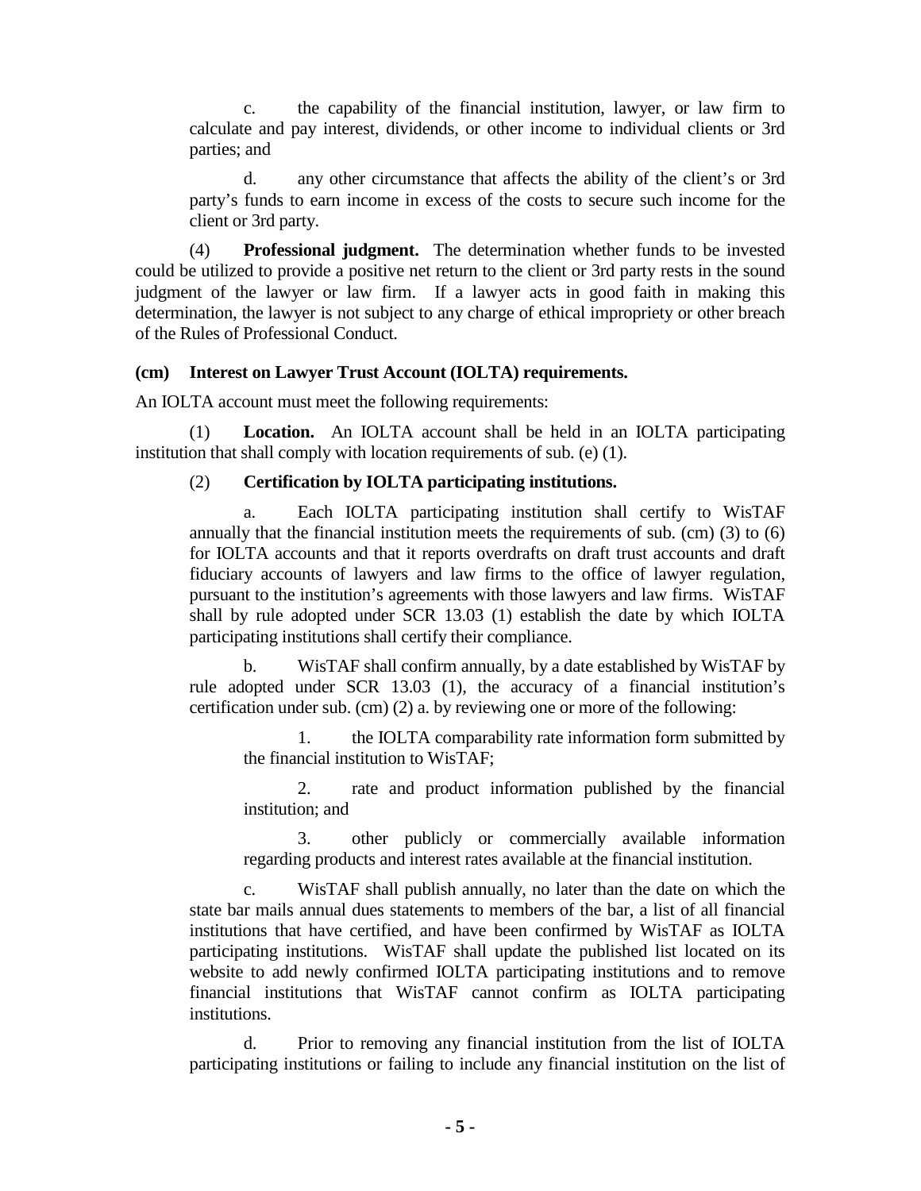c. the capability of the financial institution, lawyer, or law firm to calculate and pay interest, dividends, or other income to individual clients or 3rd parties; and

d. any other circumstance that affects the ability of the client's or 3rd party's funds to earn income in excess of the costs to secure such income for the client or 3rd party.

(4) **Professional judgment.** The determination whether funds to be invested could be utilized to provide a positive net return to the client or 3rd party rests in the sound judgment of the lawyer or law firm. If a lawyer acts in good faith in making this determination, the lawyer is not subject to any charge of ethical impropriety or other breach of the Rules of Professional Conduct.

**(cm) Interest on Lawyer Trust Account (IOLTA) requirements.**

An IOLTA account must meet the following requirements:

(1) **Location.** An IOLTA account shall be held in an IOLTA participating institution that shall comply with location requirements of sub. (e) (1).

(2) **Certification by IOLTA participating institutions.**

a. Each IOLTA participating institution shall certify to WisTAF annually that the financial institution meets the requirements of sub. (cm) (3) to (6) for IOLTA accounts and that it reports overdrafts on draft trust accounts and draft fiduciary accounts of lawyers and law firms to the office of lawyer regulation, pursuant to the institution's agreements with those lawyers and law firms. WisTAF shall by rule adopted under SCR 13.03 (1) establish the date by which IOLTA participating institutions shall certify their compliance.

b. WisTAF shall confirm annually, by a date established by WisTAF by rule adopted under SCR 13.03 (1), the accuracy of a financial institution's certification under sub. (cm) (2) a. by reviewing one or more of the following:

1. the IOLTA comparability rate information form submitted by the financial institution to WisTAF;

2. rate and product information published by the financial institution; and

3. other publicly or commercially available information regarding products and interest rates available at the financial institution.

c. WisTAF shall publish annually, no later than the date on which the state bar mails annual dues statements to members of the bar, a list of all financial institutions that have certified, and have been confirmed by WisTAF as IOLTA participating institutions. WisTAF shall update the published list located on its website to add newly confirmed IOLTA participating institutions and to remove financial institutions that WisTAF cannot confirm as IOLTA participating institutions.

d. Prior to removing any financial institution from the list of IOLTA participating institutions or failing to include any financial institution on the list of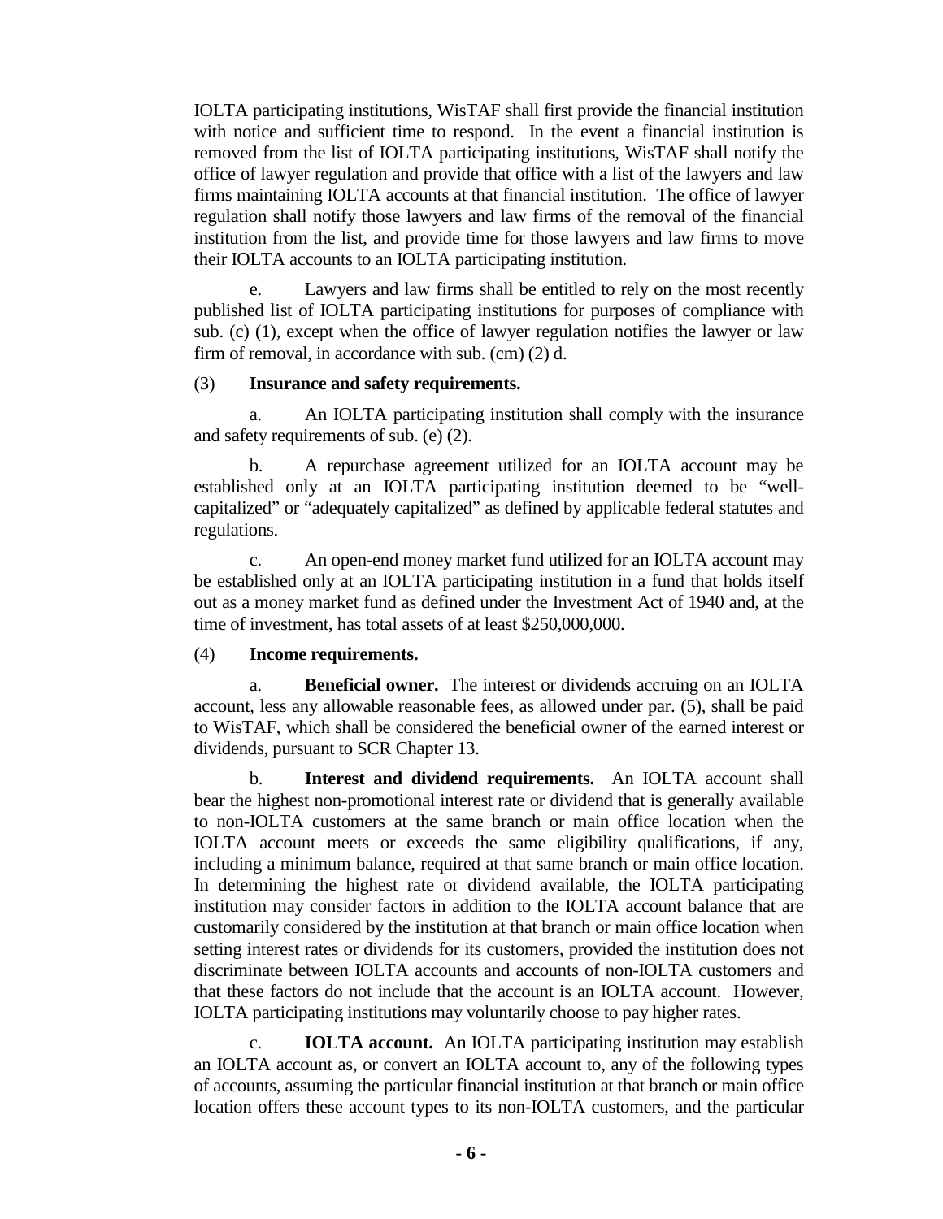IOLTA participating institutions, WisTAF shall first provide the financial institution with notice and sufficient time to respond. In the event a financial institution is removed from the list of IOLTA participating institutions, WisTAF shall notify the office of lawyer regulation and provide that office with a list of the lawyers and law firms maintaining IOLTA accounts at that financial institution. The office of lawyer regulation shall notify those lawyers and law firms of the removal of the financial institution from the list, and provide time for those lawyers and law firms to move their IOLTA accounts to an IOLTA participating institution.

e. Lawyers and law firms shall be entitled to rely on the most recently published list of IOLTA participating institutions for purposes of compliance with sub. (c) (1), except when the office of lawyer regulation notifies the lawyer or law firm of removal, in accordance with sub. (cm) (2) d.

(3) **Insurance and safety requirements.**

a. An IOLTA participating institution shall comply with the insurance and safety requirements of sub. (e) (2).

b. A repurchase agreement utilized for an IOLTA account may be established only at an IOLTA participating institution deemed to be "well-capitalized" or "adequately capitalized" as defined by applicable federal statutes and regulations.

c. An open-end money market fund utilized for an IOLTA account may be established only at an IOLTA participating institution in a fund that holds itself out as a money market fund as defined under the Investment Act of 1940 and, at the time of investment, has total assets of at least $250,000,000.

(4) **Income requirements.**

a. **Beneficial owner.** The interest or dividends accruing on an IOLTA account, less any allowable reasonable fees, as allowed under par. (5), shall be paid to WisTAF, which shall be considered the beneficial owner of the earned interest or dividends, pursuant to SCR Chapter 13.

b. **Interest and dividend requirements.** An IOLTA account shall bear the highest non-promotional interest rate or dividend that is generally available to non-IOLTA customers at the same branch or main office location when the IOLTA account meets or exceeds the same eligibility qualifications, if any, including a minimum balance, required at that same branch or main office location. In determining the highest rate or dividend available, the IOLTA participating institution may consider factors in addition to the IOLTA account balance that are customarily considered by the institution at that branch or main office location when setting interest rates or dividends for its customers, provided the institution does not discriminate between IOLTA accounts and accounts of non-IOLTA customers and that these factors do not include that the account is an IOLTA account. However, IOLTA participating institutions may voluntarily choose to pay higher rates.

c. **IOLTA account.** An IOLTA participating institution may establish an IOLTA account as, or convert an IOLTA account to, any of the following types of accounts, assuming the particular financial institution at that branch or main office location offers these account types to its non-IOLTA customers, and the particular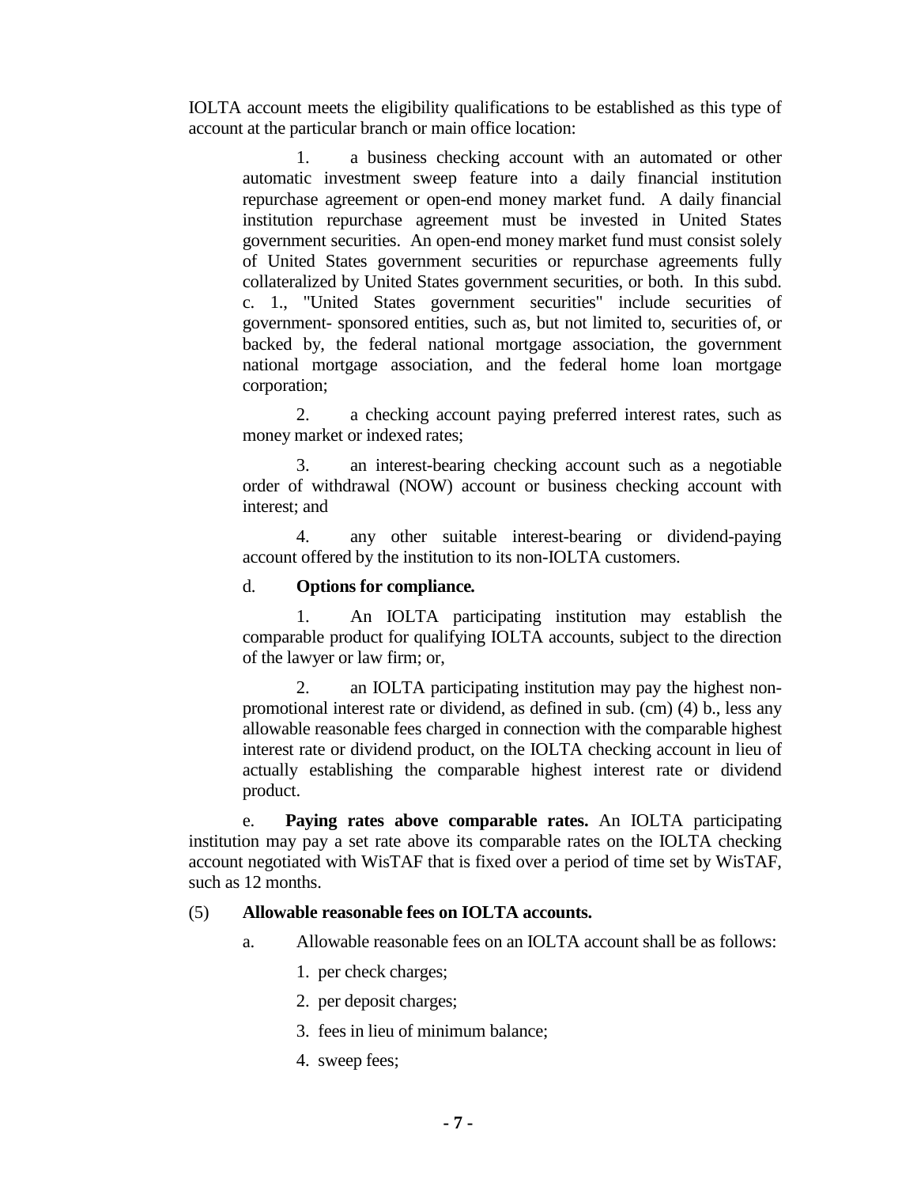IOLTA account meets the eligibility qualifications to be established as this type of account at the particular branch or main office location:

1. a business checking account with an automated or other automatic investment sweep feature into a daily financial institution repurchase agreement or open-end money market fund. A daily financial institution repurchase agreement must be invested in United States government securities. An open-end money market fund must consist solely of United States government securities or repurchase agreements fully collateralized by United States government securities, or both. In this subd. c. 1., "United States government securities" include securities of government- sponsored entities, such as, but not limited to, securities of, or backed by, the federal national mortgage association, the government national mortgage association, and the federal home loan mortgage corporation;

2. a checking account paying preferred interest rates, such as money market or indexed rates;

3. an interest-bearing checking account such as a negotiable order of withdrawal (NOW) account or business checking account with interest; and

4. any other suitable interest-bearing or dividend-paying account offered by the institution to its non-IOLTA customers.

d. **Options for compliance.**

1. An IOLTA participating institution may establish the comparable product for qualifying IOLTA accounts, subject to the direction of the lawyer or law firm; or,

2. an IOLTA participating institution may pay the highest non-promotional interest rate or dividend, as defined in sub. (cm) (4) b., less any allowable reasonable fees charged in connection with the comparable highest interest rate or dividend product, on the IOLTA checking account in lieu of actually establishing the comparable highest interest rate or dividend product.

e. **Paying rates above comparable rates.** An IOLTA participating institution may pay a set rate above its comparable rates on the IOLTA checking account negotiated with WisTAF that is fixed over a period of time set by WisTAF, such as 12 months.

(5) **Allowable reasonable fees on IOLTA accounts.**

a. Allowable reasonable fees on an IOLTA account shall be as follows:

1. per check charges;

2. per deposit charges;

3. fees in lieu of minimum balance;

4. sweep fees;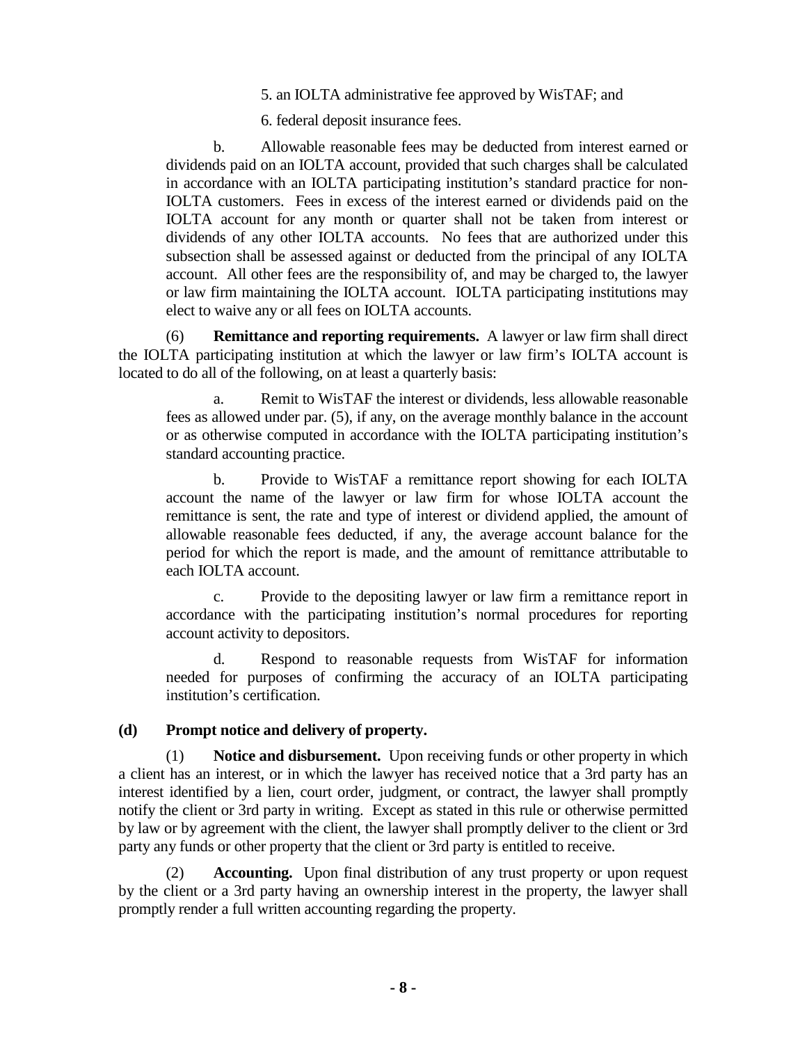5. an IOLTA administrative fee approved by WisTAF; and

6. federal deposit insurance fees.

b. Allowable reasonable fees may be deducted from interest earned or dividends paid on an IOLTA account, provided that such charges shall be calculated in accordance with an IOLTA participating institution's standard practice for non-IOLTA customers. Fees in excess of the interest earned or dividends paid on the IOLTA account for any month or quarter shall not be taken from interest or dividends of any other IOLTA accounts. No fees that are authorized under this subsection shall be assessed against or deducted from the principal of any IOLTA account. All other fees are the responsibility of, and may be charged to, the lawyer or law firm maintaining the IOLTA account. IOLTA participating institutions may elect to waive any or all fees on IOLTA accounts.

(6) **Remittance and reporting requirements.** A lawyer or law firm shall direct the IOLTA participating institution at which the lawyer or law firm's IOLTA account is located to do all of the following, on at least a quarterly basis:

a. Remit to WisTAF the interest or dividends, less allowable reasonable fees as allowed under par. (5), if any, on the average monthly balance in the account or as otherwise computed in accordance with the IOLTA participating institution's standard accounting practice.

b. Provide to WisTAF a remittance report showing for each IOLTA account the name of the lawyer or law firm for whose IOLTA account the remittance is sent, the rate and type of interest or dividend applied, the amount of allowable reasonable fees deducted, if any, the average account balance for the period for which the report is made, and the amount of remittance attributable to each IOLTA account.

c. Provide to the depositing lawyer or law firm a remittance report in accordance with the participating institution's normal procedures for reporting account activity to depositors.

d. Respond to reasonable requests from WisTAF for information needed for purposes of confirming the accuracy of an IOLTA participating institution's certification.

**(d) Prompt notice and delivery of property.**

(1) **Notice and disbursement.** Upon receiving funds or other property in which a client has an interest, or in which the lawyer has received notice that a 3rd party has an interest identified by a lien, court order, judgment, or contract, the lawyer shall promptly notify the client or 3rd party in writing. Except as stated in this rule or otherwise permitted by law or by agreement with the client, the lawyer shall promptly deliver to the client or 3rd party any funds or other property that the client or 3rd party is entitled to receive.

(2) **Accounting.** Upon final distribution of any trust property or upon request by the client or a 3rd party having an ownership interest in the property, the lawyer shall promptly render a full written accounting regarding the property.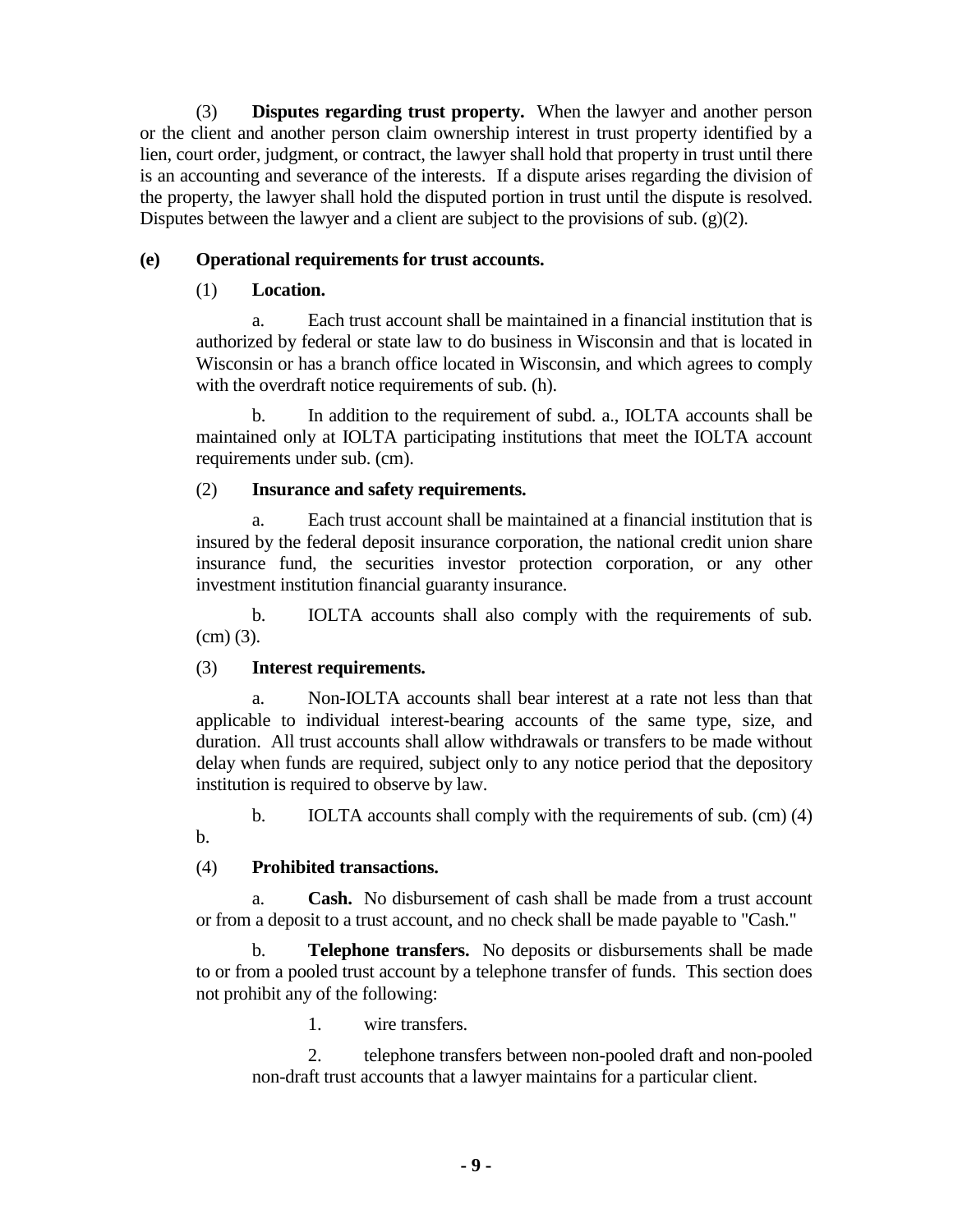(3) **Disputes regarding trust property.** When the lawyer and another person or the client and another person claim ownership interest in trust property identified by a lien, court order, judgment, or contract, the lawyer shall hold that property in trust until there is an accounting and severance of the interests. If a dispute arises regarding the division of the property, the lawyer shall hold the disputed portion in trust until the dispute is resolved. Disputes between the lawyer and a client are subject to the provisions of sub. (g)(2).

**(e) Operational requirements for trust accounts.**

(1) **Location.**

a. Each trust account shall be maintained in a financial institution that is authorized by federal or state law to do business in Wisconsin and that is located in Wisconsin or has a branch office located in Wisconsin, and which agrees to comply with the overdraft notice requirements of sub. (h).

b. In addition to the requirement of subd. a., IOLTA accounts shall be maintained only at IOLTA participating institutions that meet the IOLTA account requirements under sub. (cm).

(2) **Insurance and safety requirements.**

a. Each trust account shall be maintained at a financial institution that is insured by the federal deposit insurance corporation, the national credit union share insurance fund, the securities investor protection corporation, or any other investment institution financial guaranty insurance.

b. IOLTA accounts shall also comply with the requirements of sub. (cm) (3).

(3) **Interest requirements.**

a. Non-IOLTA accounts shall bear interest at a rate not less than that applicable to individual interest-bearing accounts of the same type, size, and duration. All trust accounts shall allow withdrawals or transfers to be made without delay when funds are required, subject only to any notice period that the depository institution is required to observe by law.

b. IOLTA accounts shall comply with the requirements of sub. (cm) (4) b.

(4) **Prohibited transactions.**

a. **Cash.** No disbursement of cash shall be made from a trust account or from a deposit to a trust account, and no check shall be made payable to "Cash."

b. **Telephone transfers.** No deposits or disbursements shall be made to or from a pooled trust account by a telephone transfer of funds. This section does not prohibit any of the following:

1. wire transfers.

2. telephone transfers between non-pooled draft and non-pooled non-draft trust accounts that a lawyer maintains for a particular client.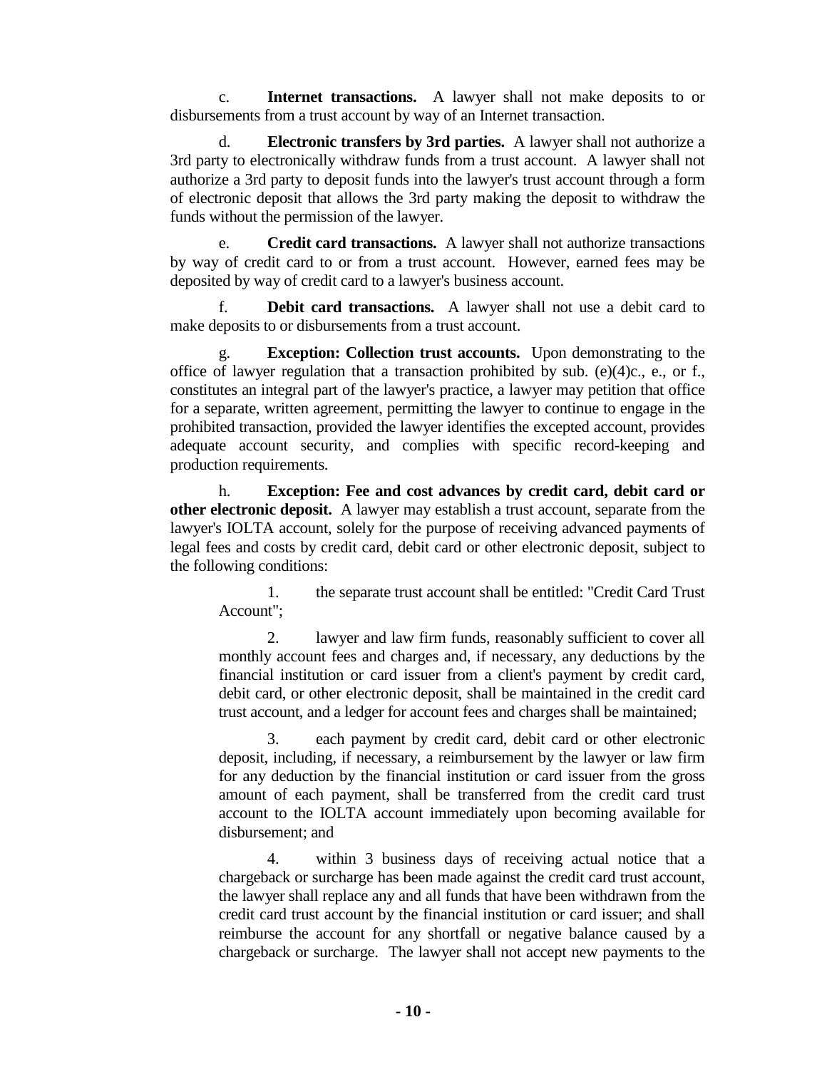c. **Internet transactions.** A lawyer shall not make deposits to or disbursements from a trust account by way of an Internet transaction.

d. **Electronic transfers by 3rd parties.** A lawyer shall not authorize a 3rd party to electronically withdraw funds from a trust account. A lawyer shall not authorize a 3rd party to deposit funds into the lawyer's trust account through a form of electronic deposit that allows the 3rd party making the deposit to withdraw the funds without the permission of the lawyer.

e. **Credit card transactions.** A lawyer shall not authorize transactions by way of credit card to or from a trust account. However, earned fees may be deposited by way of credit card to a lawyer's business account.

f. **Debit card transactions.** A lawyer shall not use a debit card to make deposits to or disbursements from a trust account.

g. **Exception: Collection trust accounts.** Upon demonstrating to the office of lawyer regulation that a transaction prohibited by sub. (e)(4)c., e., or f., constitutes an integral part of the lawyer's practice, a lawyer may petition that office for a separate, written agreement, permitting the lawyer to continue to engage in the prohibited transaction, provided the lawyer identifies the excepted account, provides adequate account security, and complies with specific record-keeping and production requirements.

h. **Exception: Fee and cost advances by credit card, debit card or other electronic deposit.** A lawyer may establish a trust account, separate from the lawyer's IOLTA account, solely for the purpose of receiving advanced payments of legal fees and costs by credit card, debit card or other electronic deposit, subject to the following conditions:

1. the separate trust account shall be entitled: "Credit Card Trust Account";

2. lawyer and law firm funds, reasonably sufficient to cover all monthly account fees and charges and, if necessary, any deductions by the financial institution or card issuer from a client's payment by credit card, debit card, or other electronic deposit, shall be maintained in the credit card trust account, and a ledger for account fees and charges shall be maintained;

3. each payment by credit card, debit card or other electronic deposit, including, if necessary, a reimbursement by the lawyer or law firm for any deduction by the financial institution or card issuer from the gross amount of each payment, shall be transferred from the credit card trust account to the IOLTA account immediately upon becoming available for disbursement; and

4. within 3 business days of receiving actual notice that a chargeback or surcharge has been made against the credit card trust account, the lawyer shall replace any and all funds that have been withdrawn from the credit card trust account by the financial institution or card issuer; and shall reimburse the account for any shortfall or negative balance caused by a chargeback or surcharge. The lawyer shall not accept new payments to the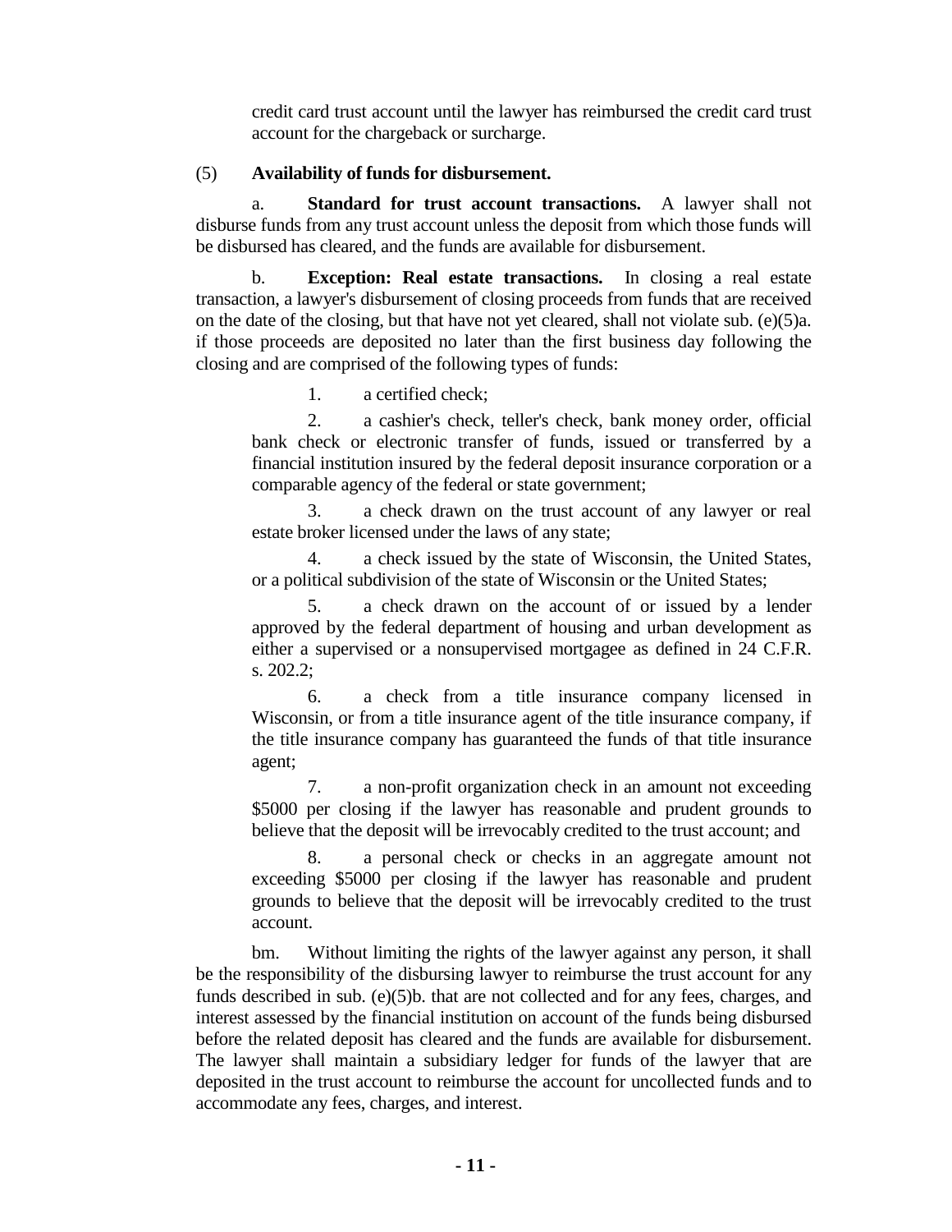credit card trust account until the lawyer has reimbursed the credit card trust account for the chargeback or surcharge.

(5) **Availability of funds for disbursement.**

a. **Standard for trust account transactions.** A lawyer shall not disburse funds from any trust account unless the deposit from which those funds will be disbursed has cleared, and the funds are available for disbursement.

b. **Exception: Real estate transactions.** In closing a real estate transaction, a lawyer's disbursement of closing proceeds from funds that are received on the date of the closing, but that have not yet cleared, shall not violate sub. (e)(5)a. if those proceeds are deposited no later than the first business day following the closing and are comprised of the following types of funds:

1. a certified check;

2. a cashier's check, teller's check, bank money order, official bank check or electronic transfer of funds, issued or transferred by a financial institution insured by the federal deposit insurance corporation or a comparable agency of the federal or state government;

3. a check drawn on the trust account of any lawyer or real estate broker licensed under the laws of any state;

4. a check issued by the state of Wisconsin, the United States, or a political subdivision of the state of Wisconsin or the United States;

5. a check drawn on the account of or issued by a lender approved by the federal department of housing and urban development as either a supervised or a nonsupervised mortgagee as defined in 24 C.F.R. s. 202.2;

6. a check from a title insurance company licensed in Wisconsin, or from a title insurance agent of the title insurance company, if the title insurance company has guaranteed the funds of that title insurance agent;

7. a non-profit organization check in an amount not exceeding \$5000 per closing if the lawyer has reasonable and prudent grounds to believe that the deposit will be irrevocably credited to the trust account; and

8. a personal check or checks in an aggregate amount not exceeding \$5000 per closing if the lawyer has reasonable and prudent grounds to believe that the deposit will be irrevocably credited to the trust account.

bm. Without limiting the rights of the lawyer against any person, it shall be the responsibility of the disbursing lawyer to reimburse the trust account for any funds described in sub. (e)(5)b. that are not collected and for any fees, charges, and interest assessed by the financial institution on account of the funds being disbursed before the related deposit has cleared and the funds are available for disbursement. The lawyer shall maintain a subsidiary ledger for funds of the lawyer that are deposited in the trust account to reimburse the account for uncollected funds and to accommodate any fees, charges, and interest.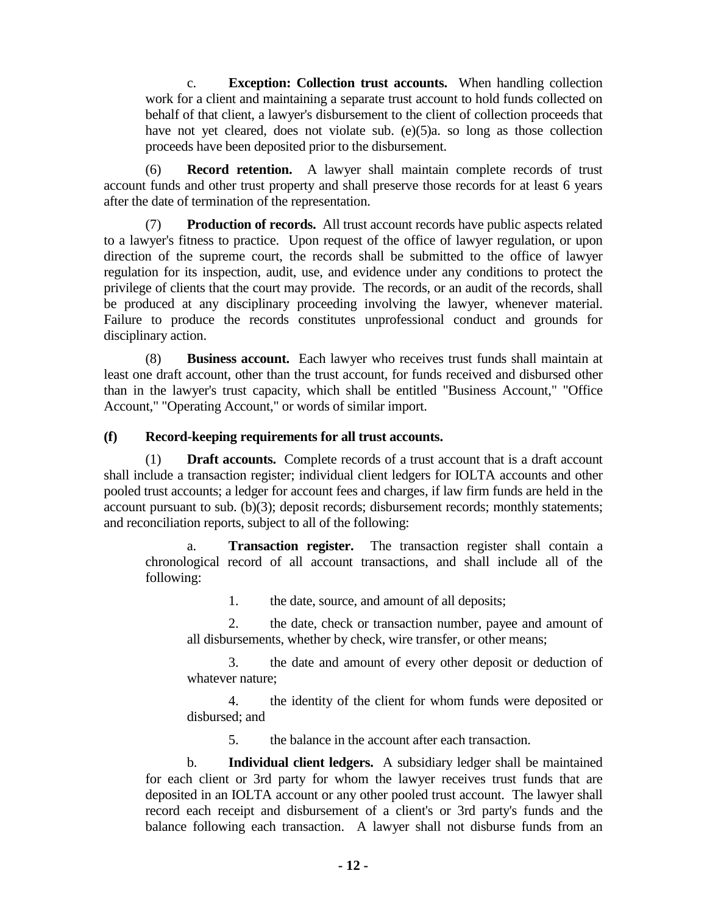c. **Exception: Collection trust accounts.** When handling collection work for a client and maintaining a separate trust account to hold funds collected on behalf of that client, a lawyer's disbursement to the client of collection proceeds that have not yet cleared, does not violate sub. (e)(5)a. so long as those collection proceeds have been deposited prior to the disbursement.

(6) **Record retention.** A lawyer shall maintain complete records of trust account funds and other trust property and shall preserve those records for at least 6 years after the date of termination of the representation.

(7) **Production of records.** All trust account records have public aspects related to a lawyer's fitness to practice. Upon request of the office of lawyer regulation, or upon direction of the supreme court, the records shall be submitted to the office of lawyer regulation for its inspection, audit, use, and evidence under any conditions to protect the privilege of clients that the court may provide. The records, or an audit of the records, shall be produced at any disciplinary proceeding involving the lawyer, whenever material. Failure to produce the records constitutes unprofessional conduct and grounds for disciplinary action.

(8) **Business account.** Each lawyer who receives trust funds shall maintain at least one draft account, other than the trust account, for funds received and disbursed other than in the lawyer's trust capacity, which shall be entitled "Business Account," "Office Account," "Operating Account," or words of similar import.

**(f) Record-keeping requirements for all trust accounts.**

(1) **Draft accounts.** Complete records of a trust account that is a draft account shall include a transaction register; individual client ledgers for IOLTA accounts and other pooled trust accounts; a ledger for account fees and charges, if law firm funds are held in the account pursuant to sub. (b)(3); deposit records; disbursement records; monthly statements; and reconciliation reports, subject to all of the following:

a. **Transaction register.** The transaction register shall contain a chronological record of all account transactions, and shall include all of the following:

1. the date, source, and amount of all deposits;

2. the date, check or transaction number, payee and amount of all disbursements, whether by check, wire transfer, or other means;

3. the date and amount of every other deposit or deduction of whatever nature;

4. the identity of the client for whom funds were deposited or disbursed; and

5. the balance in the account after each transaction.

b. **Individual client ledgers.** A subsidiary ledger shall be maintained for each client or 3rd party for whom the lawyer receives trust funds that are deposited in an IOLTA account or any other pooled trust account. The lawyer shall record each receipt and disbursement of a client's or 3rd party's funds and the balance following each transaction. A lawyer shall not disburse funds from an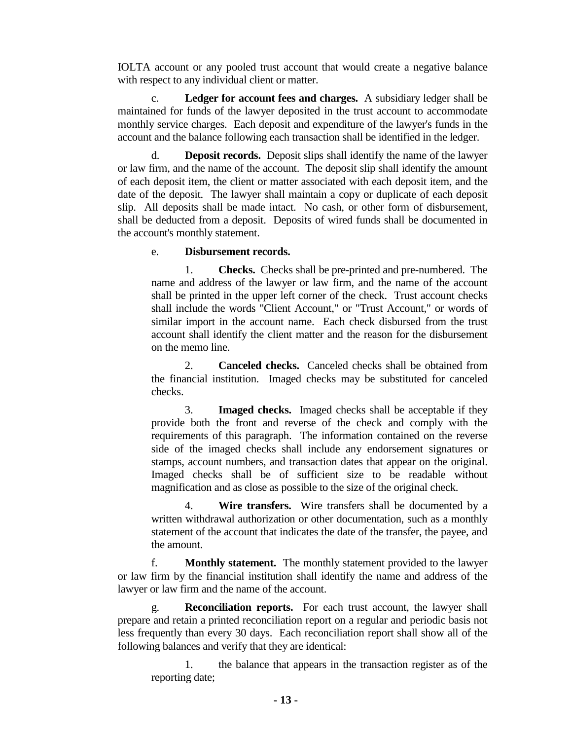IOLTA account or any pooled trust account that would create a negative balance with respect to any individual client or matter.

c. **Ledger for account fees and charges.** A subsidiary ledger shall be maintained for funds of the lawyer deposited in the trust account to accommodate monthly service charges. Each deposit and expenditure of the lawyer's funds in the account and the balance following each transaction shall be identified in the ledger.

d. **Deposit records.** Deposit slips shall identify the name of the lawyer or law firm, and the name of the account. The deposit slip shall identify the amount of each deposit item, the client or matter associated with each deposit item, and the date of the deposit. The lawyer shall maintain a copy or duplicate of each deposit slip. All deposits shall be made intact. No cash, or other form of disbursement, shall be deducted from a deposit. Deposits of wired funds shall be documented in the account's monthly statement.

e. **Disbursement records.**

1. **Checks.** Checks shall be pre-printed and pre-numbered. The name and address of the lawyer or law firm, and the name of the account shall be printed in the upper left corner of the check. Trust account checks shall include the words "Client Account," or "Trust Account," or words of similar import in the account name. Each check disbursed from the trust account shall identify the client matter and the reason for the disbursement on the memo line.

2. **Canceled checks.** Canceled checks shall be obtained from the financial institution. Imaged checks may be substituted for canceled checks.

3. **Imaged checks.** Imaged checks shall be acceptable if they provide both the front and reverse of the check and comply with the requirements of this paragraph. The information contained on the reverse side of the imaged checks shall include any endorsement signatures or stamps, account numbers, and transaction dates that appear on the original. Imaged checks shall be of sufficient size to be readable without magnification and as close as possible to the size of the original check.

4. **Wire transfers.** Wire transfers shall be documented by a written withdrawal authorization or other documentation, such as a monthly statement of the account that indicates the date of the transfer, the payee, and the amount.

f. **Monthly statement.** The monthly statement provided to the lawyer or law firm by the financial institution shall identify the name and address of the lawyer or law firm and the name of the account.

g. **Reconciliation reports.** For each trust account, the lawyer shall prepare and retain a printed reconciliation report on a regular and periodic basis not less frequently than every 30 days. Each reconciliation report shall show all of the following balances and verify that they are identical:

1. the balance that appears in the transaction register as of the reporting date;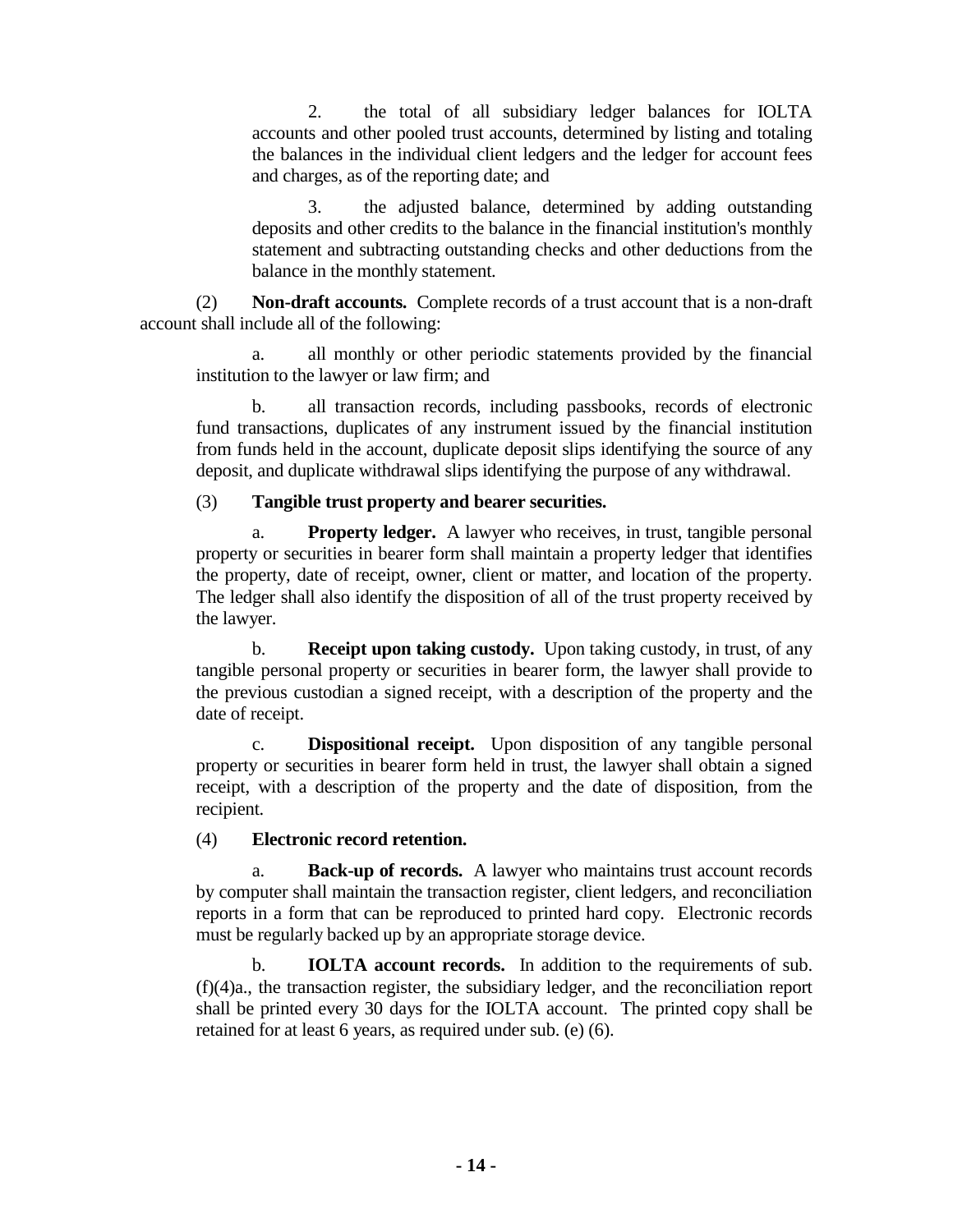2. the total of all subsidiary ledger balances for IOLTA accounts and other pooled trust accounts, determined by listing and totaling the balances in the individual client ledgers and the ledger for account fees and charges, as of the reporting date; and

3. the adjusted balance, determined by adding outstanding deposits and other credits to the balance in the financial institution's monthly statement and subtracting outstanding checks and other deductions from the balance in the monthly statement.

(2) **Non-draft accounts.** Complete records of a trust account that is a non-draft account shall include all of the following:

a. all monthly or other periodic statements provided by the financial institution to the lawyer or law firm; and

b. all transaction records, including passbooks, records of electronic fund transactions, duplicates of any instrument issued by the financial institution from funds held in the account, duplicate deposit slips identifying the source of any deposit, and duplicate withdrawal slips identifying the purpose of any withdrawal.

(3) **Tangible trust property and bearer securities.**

a. **Property ledger.** A lawyer who receives, in trust, tangible personal property or securities in bearer form shall maintain a property ledger that identifies the property, date of receipt, owner, client or matter, and location of the property. The ledger shall also identify the disposition of all of the trust property received by the lawyer.

b. **Receipt upon taking custody.** Upon taking custody, in trust, of any tangible personal property or securities in bearer form, the lawyer shall provide to the previous custodian a signed receipt, with a description of the property and the date of receipt.

c. **Dispositional receipt.** Upon disposition of any tangible personal property or securities in bearer form held in trust, the lawyer shall obtain a signed receipt, with a description of the property and the date of disposition, from the recipient.

(4) **Electronic record retention.**

a. **Back-up of records.** A lawyer who maintains trust account records by computer shall maintain the transaction register, client ledgers, and reconciliation reports in a form that can be reproduced to printed hard copy. Electronic records must be regularly backed up by an appropriate storage device.

b. **IOLTA account records.** In addition to the requirements of sub. (f)(4)a., the transaction register, the subsidiary ledger, and the reconciliation report shall be printed every 30 days for the IOLTA account. The printed copy shall be retained for at least 6 years, as required under sub. (e) (6).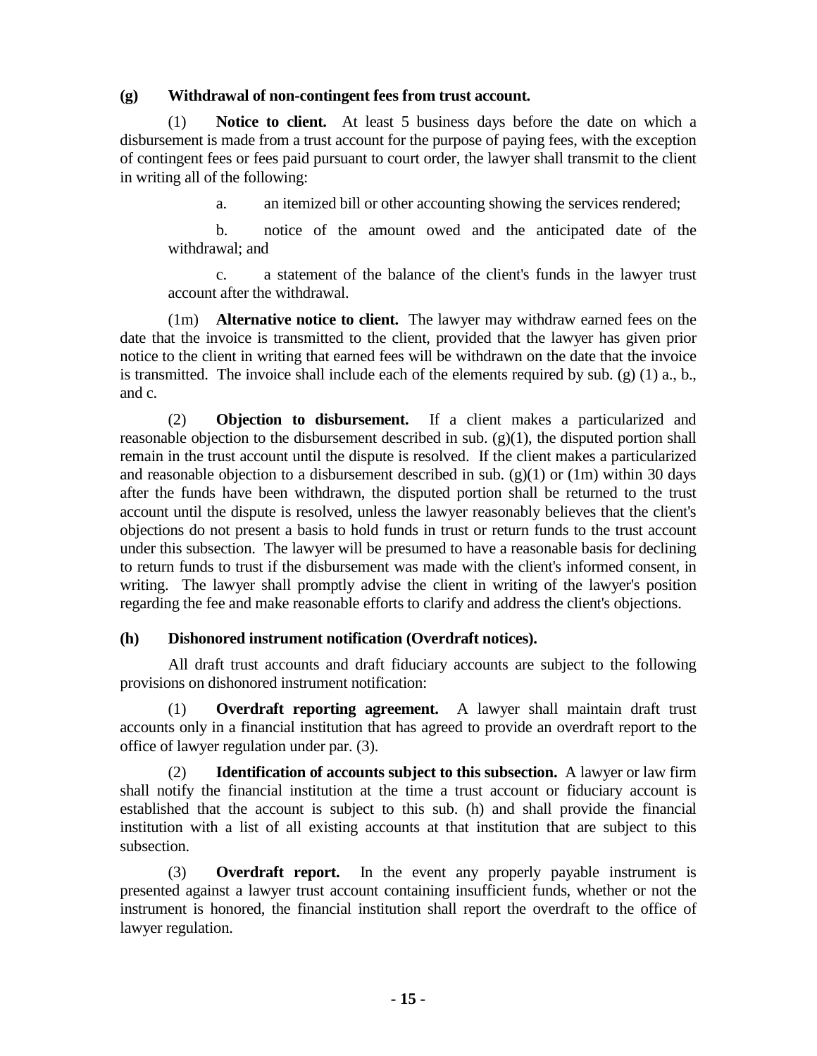**(g) Withdrawal of non-contingent fees from trust account.**

(1) **Notice to client.** At least 5 business days before the date on which a disbursement is made from a trust account for the purpose of paying fees, with the exception of contingent fees or fees paid pursuant to court order, the lawyer shall transmit to the client in writing all of the following:

a. an itemized bill or other accounting showing the services rendered;

b. notice of the amount owed and the anticipated date of the withdrawal; and

c. a statement of the balance of the client's funds in the lawyer trust account after the withdrawal.

(1m) **Alternative notice to client.** The lawyer may withdraw earned fees on the date that the invoice is transmitted to the client, provided that the lawyer has given prior notice to the client in writing that earned fees will be withdrawn on the date that the invoice is transmitted. The invoice shall include each of the elements required by sub. (g) (1) a., b., and c.

(2) **Objection to disbursement.** If a client makes a particularized and reasonable objection to the disbursement described in sub. (g)(1), the disputed portion shall remain in the trust account until the dispute is resolved. If the client makes a particularized and reasonable objection to a disbursement described in sub. (g)(1) or (1m) within 30 days after the funds have been withdrawn, the disputed portion shall be returned to the trust account until the dispute is resolved, unless the lawyer reasonably believes that the client's objections do not present a basis to hold funds in trust or return funds to the trust account under this subsection. The lawyer will be presumed to have a reasonable basis for declining to return funds to trust if the disbursement was made with the client's informed consent, in writing. The lawyer shall promptly advise the client in writing of the lawyer's position regarding the fee and make reasonable efforts to clarify and address the client's objections.

**(h) Dishonored instrument notification (Overdraft notices).**

All draft trust accounts and draft fiduciary accounts are subject to the following provisions on dishonored instrument notification:

(1) **Overdraft reporting agreement.** A lawyer shall maintain draft trust accounts only in a financial institution that has agreed to provide an overdraft report to the office of lawyer regulation under par. (3).

(2) **Identification of accounts subject to this subsection.** A lawyer or law firm shall notify the financial institution at the time a trust account or fiduciary account is established that the account is subject to this sub. (h) and shall provide the financial institution with a list of all existing accounts at that institution that are subject to this subsection.

(3) **Overdraft report.** In the event any properly payable instrument is presented against a lawyer trust account containing insufficient funds, whether or not the instrument is honored, the financial institution shall report the overdraft to the office of lawyer regulation.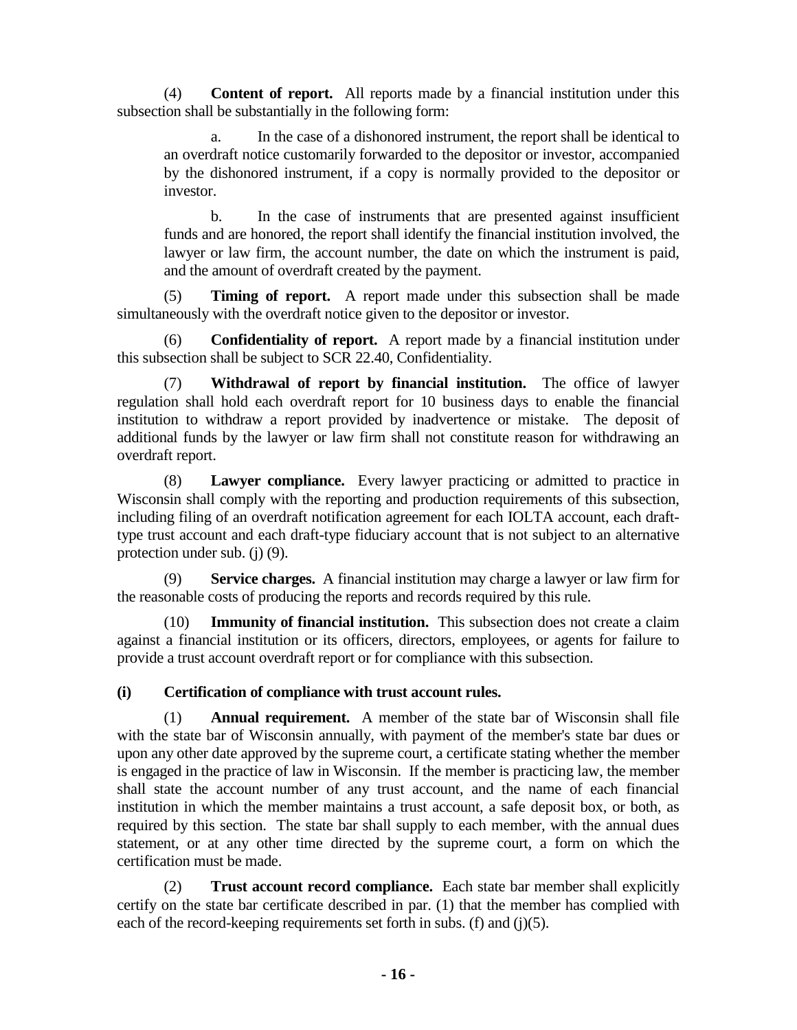(4) **Content of report.** All reports made by a financial institution under this subsection shall be substantially in the following form:

a. In the case of a dishonored instrument, the report shall be identical to an overdraft notice customarily forwarded to the depositor or investor, accompanied by the dishonored instrument, if a copy is normally provided to the depositor or investor.

b. In the case of instruments that are presented against insufficient funds and are honored, the report shall identify the financial institution involved, the lawyer or law firm, the account number, the date on which the instrument is paid, and the amount of overdraft created by the payment.

(5) **Timing of report.** A report made under this subsection shall be made simultaneously with the overdraft notice given to the depositor or investor.

(6) **Confidentiality of report.** A report made by a financial institution under this subsection shall be subject to SCR 22.40, Confidentiality.

(7) **Withdrawal of report by financial institution.** The office of lawyer regulation shall hold each overdraft report for 10 business days to enable the financial institution to withdraw a report provided by inadvertence or mistake. The deposit of additional funds by the lawyer or law firm shall not constitute reason for withdrawing an overdraft report.

(8) **Lawyer compliance.** Every lawyer practicing or admitted to practice in Wisconsin shall comply with the reporting and production requirements of this subsection, including filing of an overdraft notification agreement for each IOLTA account, each draft-type trust account and each draft-type fiduciary account that is not subject to an alternative protection under sub. (j) (9).

(9) **Service charges.** A financial institution may charge a lawyer or law firm for the reasonable costs of producing the reports and records required by this rule.

(10) **Immunity of financial institution.** This subsection does not create a claim against a financial institution or its officers, directors, employees, or agents for failure to provide a trust account overdraft report or for compliance with this subsection.

**(i) Certification of compliance with trust account rules.**

(1) **Annual requirement.** A member of the state bar of Wisconsin shall file with the state bar of Wisconsin annually, with payment of the member's state bar dues or upon any other date approved by the supreme court, a certificate stating whether the member is engaged in the practice of law in Wisconsin. If the member is practicing law, the member shall state the account number of any trust account, and the name of each financial institution in which the member maintains a trust account, a safe deposit box, or both, as required by this section. The state bar shall supply to each member, with the annual dues statement, or at any other time directed by the supreme court, a form on which the certification must be made.

(2) **Trust account record compliance.** Each state bar member shall explicitly certify on the state bar certificate described in par. (1) that the member has complied with each of the record-keeping requirements set forth in subs. (f) and (j)(5).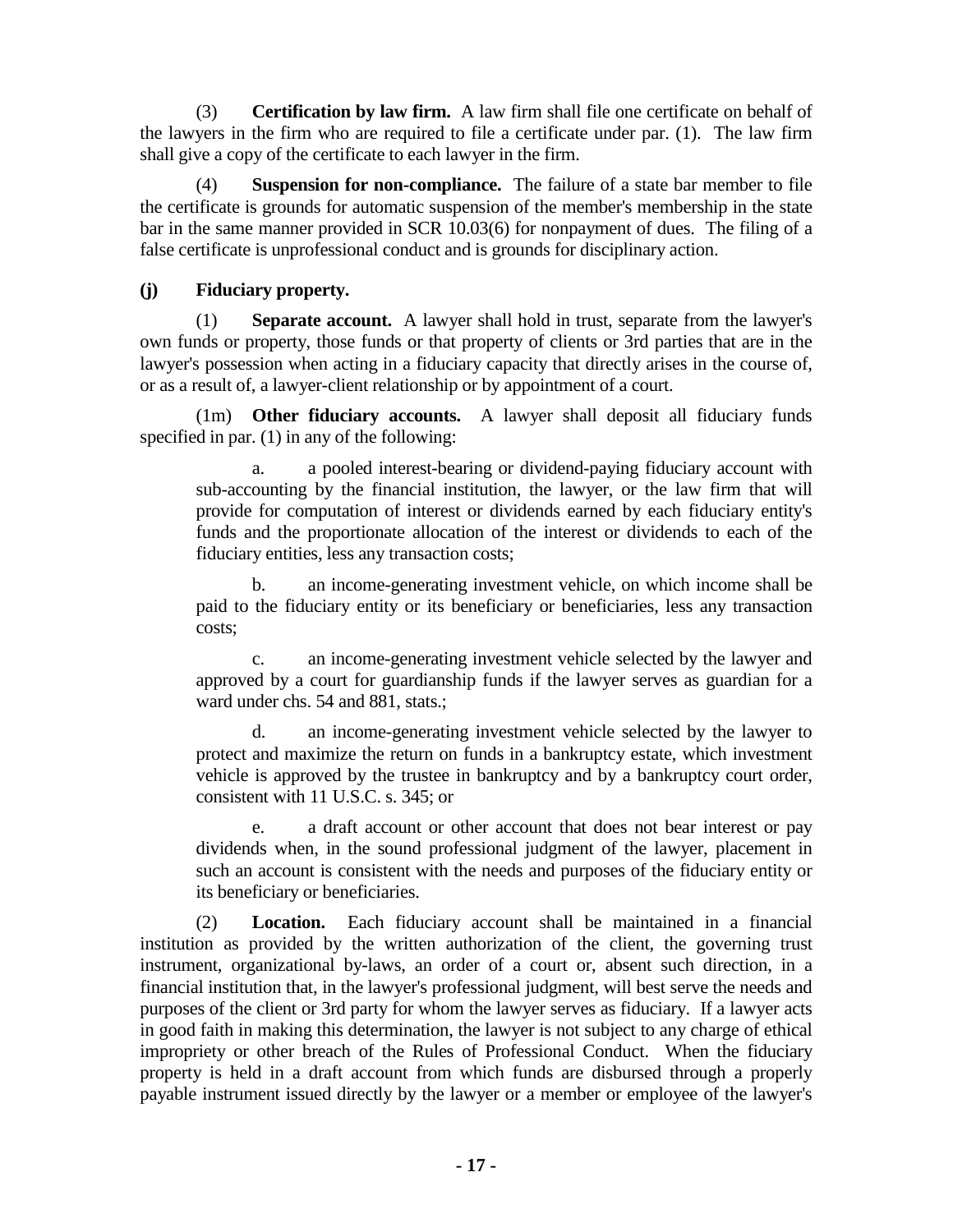(3) **Certification by law firm.** A law firm shall file one certificate on behalf of the lawyers in the firm who are required to file a certificate under par. (1). The law firm shall give a copy of the certificate to each lawyer in the firm.

(4) **Suspension for non-compliance.** The failure of a state bar member to file the certificate is grounds for automatic suspension of the member's membership in the state bar in the same manner provided in SCR 10.03(6) for nonpayment of dues. The filing of a false certificate is unprofessional conduct and is grounds for disciplinary action.

**(j) Fiduciary property.**

(1) **Separate account.** A lawyer shall hold in trust, separate from the lawyer's own funds or property, those funds or that property of clients or 3rd parties that are in the lawyer's possession when acting in a fiduciary capacity that directly arises in the course of, or as a result of, a lawyer-client relationship or by appointment of a court.

(1m) **Other fiduciary accounts.** A lawyer shall deposit all fiduciary funds specified in par. (1) in any of the following:

> a. a pooled interest-bearing or dividend-paying fiduciary account with sub-accounting by the financial institution, the lawyer, or the law firm that will provide for computation of interest or dividends earned by each fiduciary entity's funds and the proportionate allocation of the interest or dividends to each of the fiduciary entities, less any transaction costs;
>
> b. an income-generating investment vehicle, on which income shall be paid to the fiduciary entity or its beneficiary or beneficiaries, less any transaction costs;
>
> c. an income-generating investment vehicle selected by the lawyer and approved by a court for guardianship funds if the lawyer serves as guardian for a ward under chs. 54 and 881, stats.;
>
> d. an income-generating investment vehicle selected by the lawyer to protect and maximize the return on funds in a bankruptcy estate, which investment vehicle is approved by the trustee in bankruptcy and by a bankruptcy court order, consistent with 11 U.S.C. s. 345; or
>
> e. a draft account or other account that does not bear interest or pay dividends when, in the sound professional judgment of the lawyer, placement in such an account is consistent with the needs and purposes of the fiduciary entity or its beneficiary or beneficiaries.

(2) **Location.** Each fiduciary account shall be maintained in a financial institution as provided by the written authorization of the client, the governing trust instrument, organizational by-laws, an order of a court or, absent such direction, in a financial institution that, in the lawyer's professional judgment, will best serve the needs and purposes of the client or 3rd party for whom the lawyer serves as fiduciary. If a lawyer acts in good faith in making this determination, the lawyer is not subject to any charge of ethical impropriety or other breach of the Rules of Professional Conduct. When the fiduciary property is held in a draft account from which funds are disbursed through a properly payable instrument issued directly by the lawyer or a member or employee of the lawyer's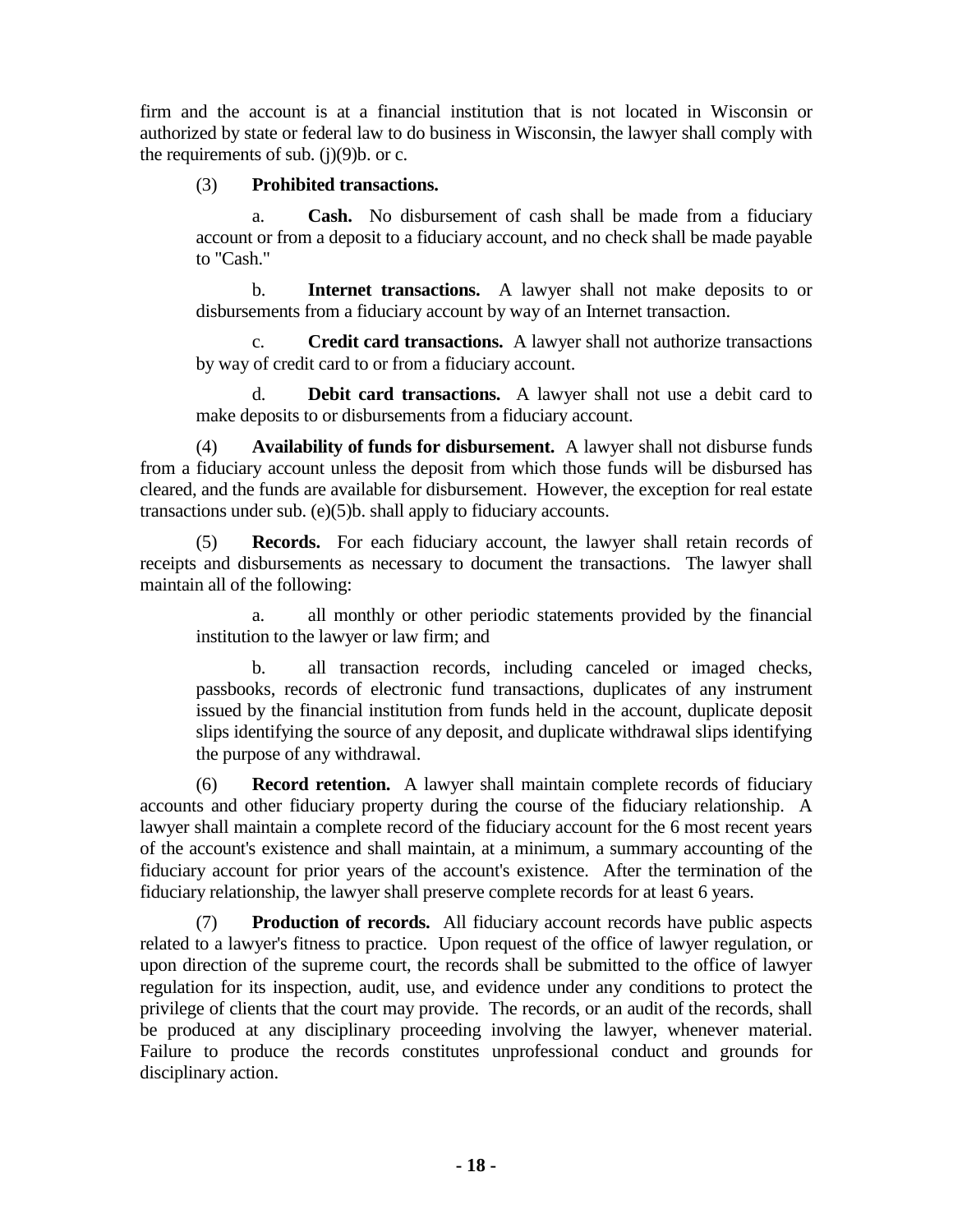firm and the account is at a financial institution that is not located in Wisconsin or authorized by state or federal law to do business in Wisconsin, the lawyer shall comply with the requirements of sub. (j)(9)b. or c.

(3) **Prohibited transactions.**

a. **Cash.** No disbursement of cash shall be made from a fiduciary account or from a deposit to a fiduciary account, and no check shall be made payable to "Cash."

b. **Internet transactions.** A lawyer shall not make deposits to or disbursements from a fiduciary account by way of an Internet transaction.

c. **Credit card transactions.** A lawyer shall not authorize transactions by way of credit card to or from a fiduciary account.

d. **Debit card transactions.** A lawyer shall not use a debit card to make deposits to or disbursements from a fiduciary account.

(4) **Availability of funds for disbursement.** A lawyer shall not disburse funds from a fiduciary account unless the deposit from which those funds will be disbursed has cleared, and the funds are available for disbursement. However, the exception for real estate transactions under sub. (e)(5)b. shall apply to fiduciary accounts.

(5) **Records.** For each fiduciary account, the lawyer shall retain records of receipts and disbursements as necessary to document the transactions. The lawyer shall maintain all of the following:

a. all monthly or other periodic statements provided by the financial institution to the lawyer or law firm; and

b. all transaction records, including canceled or imaged checks, passbooks, records of electronic fund transactions, duplicates of any instrument issued by the financial institution from funds held in the account, duplicate deposit slips identifying the source of any deposit, and duplicate withdrawal slips identifying the purpose of any withdrawal.

(6) **Record retention.** A lawyer shall maintain complete records of fiduciary accounts and other fiduciary property during the course of the fiduciary relationship. A lawyer shall maintain a complete record of the fiduciary account for the 6 most recent years of the account's existence and shall maintain, at a minimum, a summary accounting of the fiduciary account for prior years of the account's existence. After the termination of the fiduciary relationship, the lawyer shall preserve complete records for at least 6 years.

(7) **Production of records.** All fiduciary account records have public aspects related to a lawyer's fitness to practice. Upon request of the office of lawyer regulation, or upon direction of the supreme court, the records shall be submitted to the office of lawyer regulation for its inspection, audit, use, and evidence under any conditions to protect the privilege of clients that the court may provide. The records, or an audit of the records, shall be produced at any disciplinary proceeding involving the lawyer, whenever material. Failure to produce the records constitutes unprofessional conduct and grounds for disciplinary action.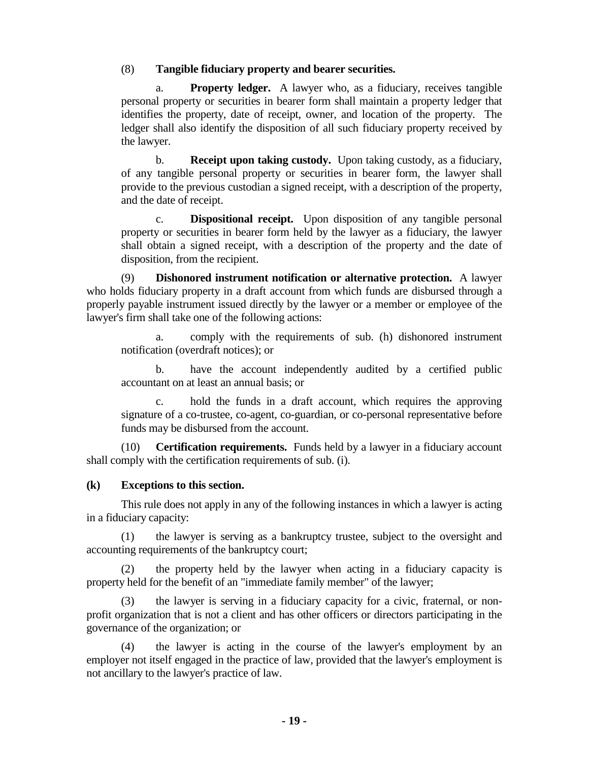(8) **Tangible fiduciary property and bearer securities.**

a. **Property ledger.** A lawyer who, as a fiduciary, receives tangible personal property or securities in bearer form shall maintain a property ledger that identifies the property, date of receipt, owner, and location of the property. The ledger shall also identify the disposition of all such fiduciary property received by the lawyer.

b. **Receipt upon taking custody.** Upon taking custody, as a fiduciary, of any tangible personal property or securities in bearer form, the lawyer shall provide to the previous custodian a signed receipt, with a description of the property, and the date of receipt.

c. **Dispositional receipt.** Upon disposition of any tangible personal property or securities in bearer form held by the lawyer as a fiduciary, the lawyer shall obtain a signed receipt, with a description of the property and the date of disposition, from the recipient.

(9) **Dishonored instrument notification or alternative protection.** A lawyer who holds fiduciary property in a draft account from which funds are disbursed through a properly payable instrument issued directly by the lawyer or a member or employee of the lawyer's firm shall take one of the following actions:

a. comply with the requirements of sub. (h) dishonored instrument notification (overdraft notices); or

b. have the account independently audited by a certified public accountant on at least an annual basis; or

c. hold the funds in a draft account, which requires the approving signature of a co-trustee, co-agent, co-guardian, or co-personal representative before funds may be disbursed from the account.

(10) **Certification requirements.** Funds held by a lawyer in a fiduciary account shall comply with the certification requirements of sub. (i).

**(k) Exceptions to this section.**

This rule does not apply in any of the following instances in which a lawyer is acting in a fiduciary capacity:

(1) the lawyer is serving as a bankruptcy trustee, subject to the oversight and accounting requirements of the bankruptcy court;

(2) the property held by the lawyer when acting in a fiduciary capacity is property held for the benefit of an "immediate family member" of the lawyer;

(3) the lawyer is serving in a fiduciary capacity for a civic, fraternal, or non-profit organization that is not a client and has other officers or directors participating in the governance of the organization; or

(4) the lawyer is acting in the course of the lawyer's employment by an employer not itself engaged in the practice of law, provided that the lawyer's employment is not ancillary to the lawyer's practice of law.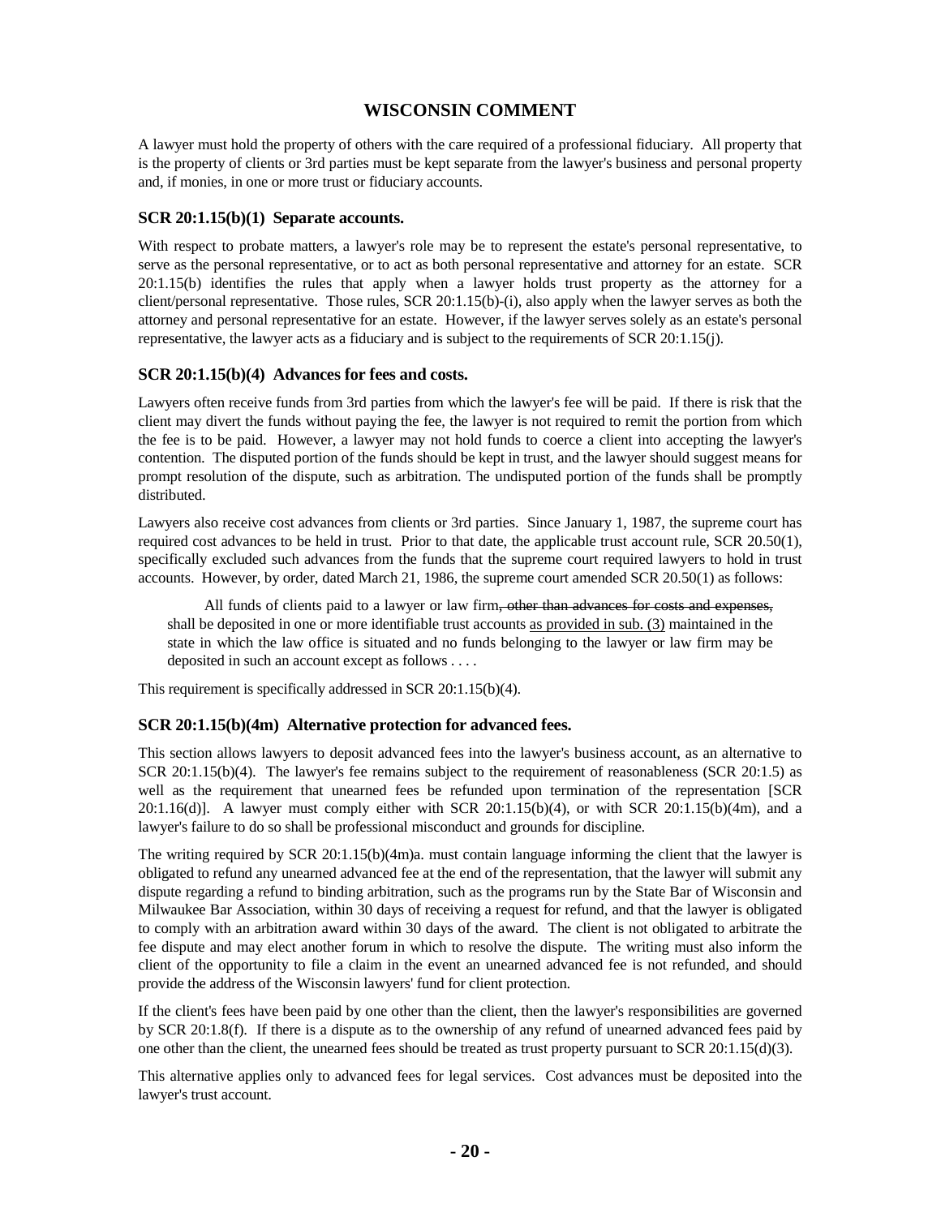## WISCONSIN COMMENT

A lawyer must hold the property of others with the care required of a professional fiduciary. All property that is the property of clients or 3rd parties must be kept separate from the lawyer's business and personal property and, if monies, in one or more trust or fiduciary accounts.

### SCR 20:1.15(b)(1) Separate accounts.

With respect to probate matters, a lawyer's role may be to represent the estate's personal representative, to serve as the personal representative, or to act as both personal representative and attorney for an estate. SCR 20:1.15(b) identifies the rules that apply when a lawyer holds trust property as the attorney for a client/personal representative. Those rules, SCR 20:1.15(b)-(i), also apply when the lawyer serves as both the attorney and personal representative for an estate. However, if the lawyer serves solely as an estate's personal representative, the lawyer acts as a fiduciary and is subject to the requirements of SCR 20:1.15(j).

### SCR 20:1.15(b)(4) Advances for fees and costs.

Lawyers often receive funds from 3rd parties from which the lawyer's fee will be paid. If there is risk that the client may divert the funds without paying the fee, the lawyer is not required to remit the portion from which the fee is to be paid. However, a lawyer may not hold funds to coerce a client into accepting the lawyer's contention. The disputed portion of the funds should be kept in trust, and the lawyer should suggest means for prompt resolution of the dispute, such as arbitration. The undisputed portion of the funds shall be promptly distributed.

Lawyers also receive cost advances from clients or 3rd parties. Since January 1, 1987, the supreme court has required cost advances to be held in trust. Prior to that date, the applicable trust account rule, SCR 20.50(1), specifically excluded such advances from the funds that the supreme court required lawyers to hold in trust accounts. However, by order, dated March 21, 1986, the supreme court amended SCR 20.50(1) as follows:

> All funds of clients paid to a lawyer or law firm~~, other than advances for costs and expenses,~~ shall be deposited in one or more identifiable trust accounts <u>as provided in sub. (3)</u> maintained in the state in which the law office is situated and no funds belonging to the lawyer or law firm may be deposited in such an account except as follows . . . .

This requirement is specifically addressed in SCR 20:1.15(b)(4).

### SCR 20:1.15(b)(4m) Alternative protection for advanced fees.

This section allows lawyers to deposit advanced fees into the lawyer's business account, as an alternative to SCR 20:1.15(b)(4). The lawyer's fee remains subject to the requirement of reasonableness (SCR 20:1.5) as well as the requirement that unearned fees be refunded upon termination of the representation [SCR 20:1.16(d)]. A lawyer must comply either with SCR 20:1.15(b)(4), or with SCR 20:1.15(b)(4m), and a lawyer's failure to do so shall be professional misconduct and grounds for discipline.

The writing required by SCR 20:1.15(b)(4m)a. must contain language informing the client that the lawyer is obligated to refund any unearned advanced fee at the end of the representation, that the lawyer will submit any dispute regarding a refund to binding arbitration, such as the programs run by the State Bar of Wisconsin and Milwaukee Bar Association, within 30 days of receiving a request for refund, and that the lawyer is obligated to comply with an arbitration award within 30 days of the award. The client is not obligated to arbitrate the fee dispute and may elect another forum in which to resolve the dispute. The writing must also inform the client of the opportunity to file a claim in the event an unearned advanced fee is not refunded, and should provide the address of the Wisconsin lawyers' fund for client protection.

If the client's fees have been paid by one other than the client, then the lawyer's responsibilities are governed by SCR 20:1.8(f). If there is a dispute as to the ownership of any refund of unearned advanced fees paid by one other than the client, the unearned fees should be treated as trust property pursuant to SCR 20:1.15(d)(3).

This alternative applies only to advanced fees for legal services. Cost advances must be deposited into the lawyer's trust account.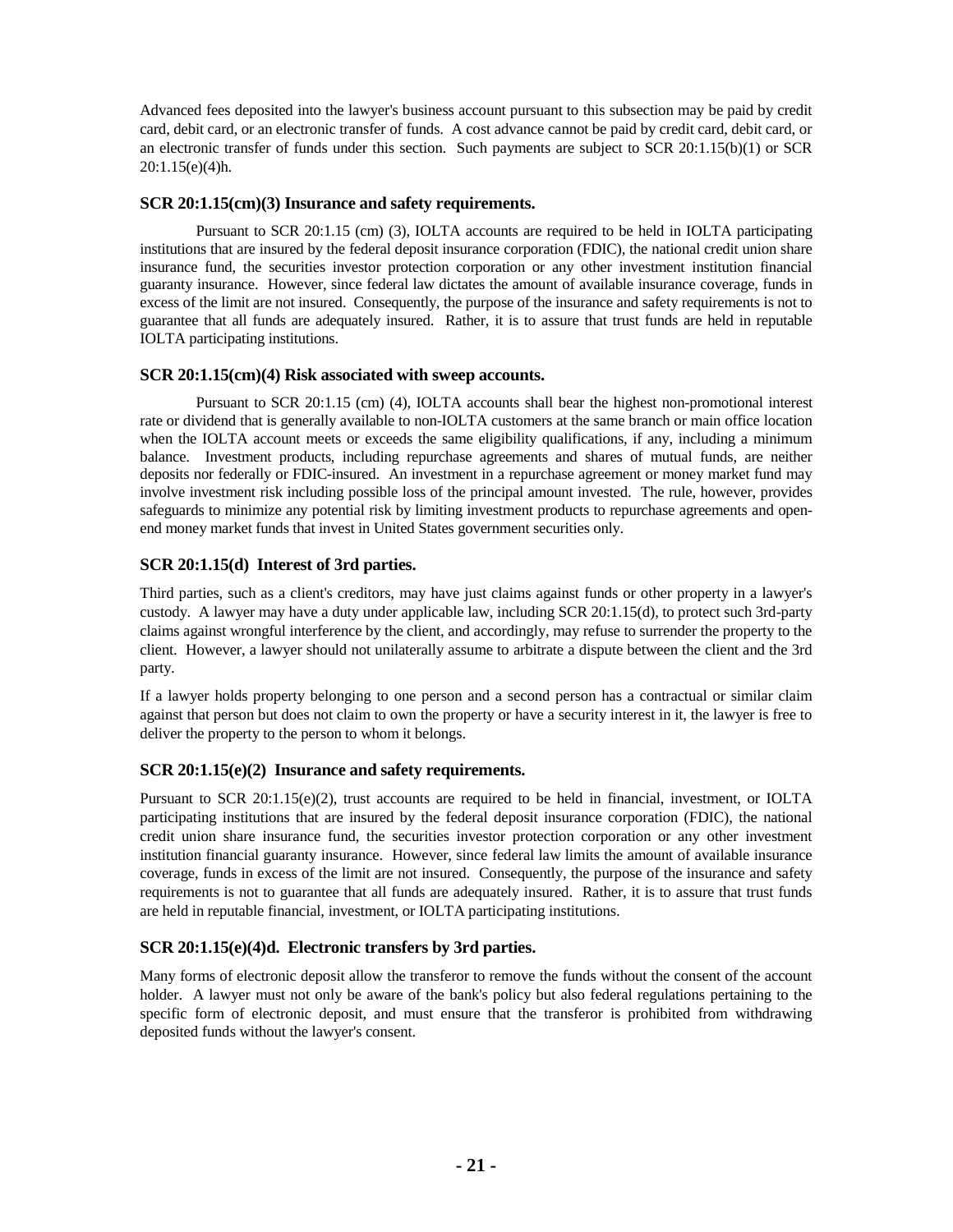Advanced fees deposited into the lawyer's business account pursuant to this subsection may be paid by credit card, debit card, or an electronic transfer of funds. A cost advance cannot be paid by credit card, debit card, or an electronic transfer of funds under this section. Such payments are subject to SCR 20:1.15(b)(1) or SCR 20:1.15(e)(4)h.

### SCR 20:1.15(cm)(3) Insurance and safety requirements.

Pursuant to SCR 20:1.15 (cm) (3), IOLTA accounts are required to be held in IOLTA participating institutions that are insured by the federal deposit insurance corporation (FDIC), the national credit union share insurance fund, the securities investor protection corporation or any other investment institution financial guaranty insurance. However, since federal law dictates the amount of available insurance coverage, funds in excess of the limit are not insured. Consequently, the purpose of the insurance and safety requirements is not to guarantee that all funds are adequately insured. Rather, it is to assure that trust funds are held in reputable IOLTA participating institutions.

### SCR 20:1.15(cm)(4) Risk associated with sweep accounts.

Pursuant to SCR 20:1.15 (cm) (4), IOLTA accounts shall bear the highest non-promotional interest rate or dividend that is generally available to non-IOLTA customers at the same branch or main office location when the IOLTA account meets or exceeds the same eligibility qualifications, if any, including a minimum balance. Investment products, including repurchase agreements and shares of mutual funds, are neither deposits nor federally or FDIC-insured. An investment in a repurchase agreement or money market fund may involve investment risk including possible loss of the principal amount invested. The rule, however, provides safeguards to minimize any potential risk by limiting investment products to repurchase agreements and open-end money market funds that invest in United States government securities only.

### SCR 20:1.15(d) Interest of 3rd parties.

Third parties, such as a client's creditors, may have just claims against funds or other property in a lawyer's custody. A lawyer may have a duty under applicable law, including SCR 20:1.15(d), to protect such 3rd-party claims against wrongful interference by the client, and accordingly, may refuse to surrender the property to the client. However, a lawyer should not unilaterally assume to arbitrate a dispute between the client and the 3rd party.

If a lawyer holds property belonging to one person and a second person has a contractual or similar claim against that person but does not claim to own the property or have a security interest in it, the lawyer is free to deliver the property to the person to whom it belongs.

### SCR 20:1.15(e)(2) Insurance and safety requirements.

Pursuant to SCR 20:1.15(e)(2), trust accounts are required to be held in financial, investment, or IOLTA participating institutions that are insured by the federal deposit insurance corporation (FDIC), the national credit union share insurance fund, the securities investor protection corporation or any other investment institution financial guaranty insurance. However, since federal law limits the amount of available insurance coverage, funds in excess of the limit are not insured. Consequently, the purpose of the insurance and safety requirements is not to guarantee that all funds are adequately insured. Rather, it is to assure that trust funds are held in reputable financial, investment, or IOLTA participating institutions.

### SCR 20:1.15(e)(4)d. Electronic transfers by 3rd parties.

Many forms of electronic deposit allow the transferor to remove the funds without the consent of the account holder. A lawyer must not only be aware of the bank's policy but also federal regulations pertaining to the specific form of electronic deposit, and must ensure that the transferor is prohibited from withdrawing deposited funds without the lawyer's consent.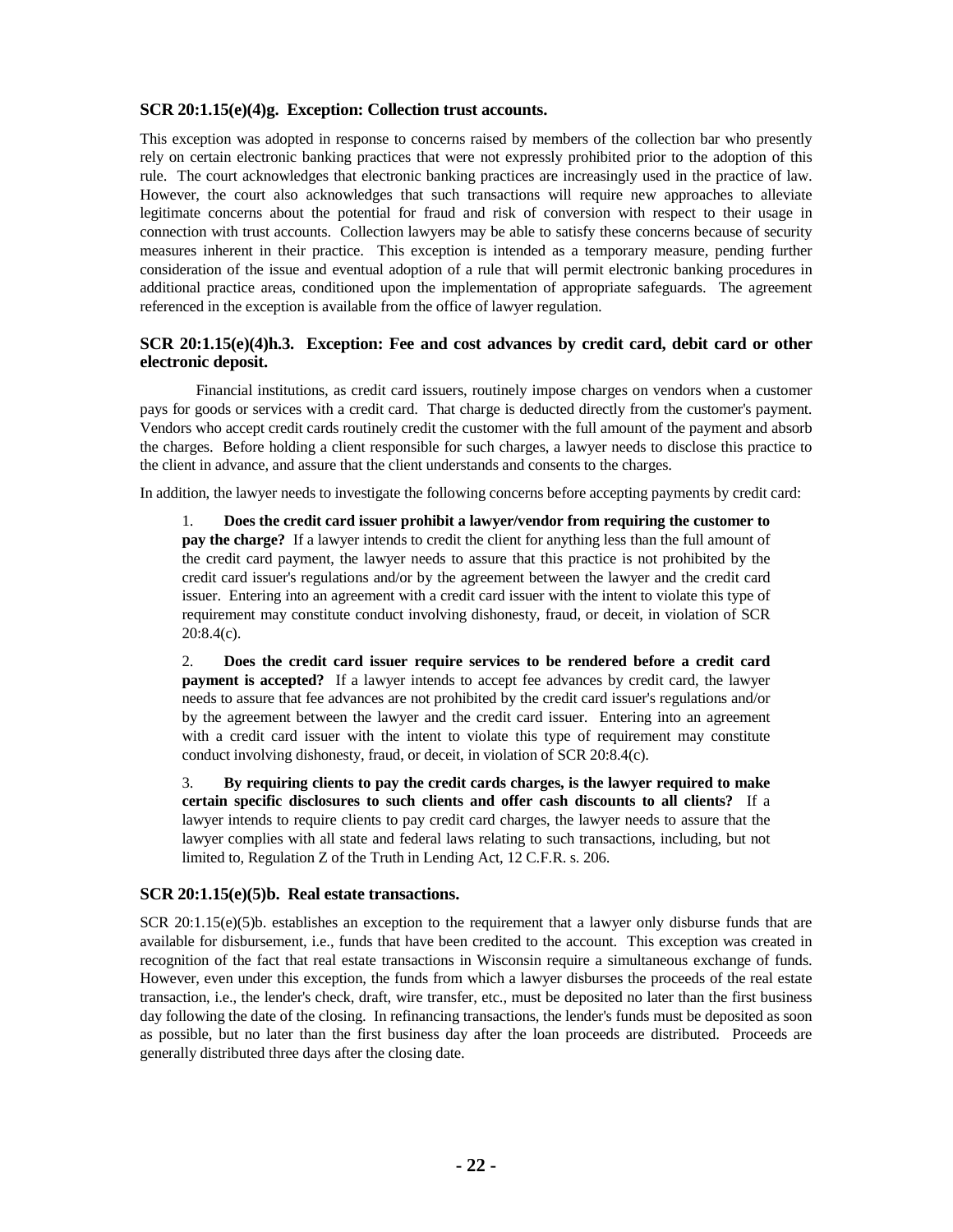### SCR 20:1.15(e)(4)g. Exception: Collection trust accounts.

This exception was adopted in response to concerns raised by members of the collection bar who presently rely on certain electronic banking practices that were not expressly prohibited prior to the adoption of this rule. The court acknowledges that electronic banking practices are increasingly used in the practice of law. However, the court also acknowledges that such transactions will require new approaches to alleviate legitimate concerns about the potential for fraud and risk of conversion with respect to their usage in connection with trust accounts. Collection lawyers may be able to satisfy these concerns because of security measures inherent in their practice. This exception is intended as a temporary measure, pending further consideration of the issue and eventual adoption of a rule that will permit electronic banking procedures in additional practice areas, conditioned upon the implementation of appropriate safeguards. The agreement referenced in the exception is available from the office of lawyer regulation.

### SCR 20:1.15(e)(4)h.3. Exception: Fee and cost advances by credit card, debit card or other electronic deposit.

Financial institutions, as credit card issuers, routinely impose charges on vendors when a customer pays for goods or services with a credit card. That charge is deducted directly from the customer's payment. Vendors who accept credit cards routinely credit the customer with the full amount of the payment and absorb the charges. Before holding a client responsible for such charges, a lawyer needs to disclose this practice to the client in advance, and assure that the client understands and consents to the charges.

In addition, the lawyer needs to investigate the following concerns before accepting payments by credit card:

1. **Does the credit card issuer prohibit a lawyer/vendor from requiring the customer to pay the charge?** If a lawyer intends to credit the client for anything less than the full amount of the credit card payment, the lawyer needs to assure that this practice is not prohibited by the credit card issuer's regulations and/or by the agreement between the lawyer and the credit card issuer. Entering into an agreement with a credit card issuer with the intent to violate this type of requirement may constitute conduct involving dishonesty, fraud, or deceit, in violation of SCR 20:8.4(c).

2. **Does the credit card issuer require services to be rendered before a credit card payment is accepted?** If a lawyer intends to accept fee advances by credit card, the lawyer needs to assure that fee advances are not prohibited by the credit card issuer's regulations and/or by the agreement between the lawyer and the credit card issuer. Entering into an agreement with a credit card issuer with the intent to violate this type of requirement may constitute conduct involving dishonesty, fraud, or deceit, in violation of SCR 20:8.4(c).

3. **By requiring clients to pay the credit cards charges, is the lawyer required to make certain specific disclosures to such clients and offer cash discounts to all clients?** If a lawyer intends to require clients to pay credit card charges, the lawyer needs to assure that the lawyer complies with all state and federal laws relating to such transactions, including, but not limited to, Regulation Z of the Truth in Lending Act, 12 C.F.R. s. 206.

### SCR 20:1.15(e)(5)b. Real estate transactions.

SCR 20:1.15(e)(5)b. establishes an exception to the requirement that a lawyer only disburse funds that are available for disbursement, i.e., funds that have been credited to the account. This exception was created in recognition of the fact that real estate transactions in Wisconsin require a simultaneous exchange of funds. However, even under this exception, the funds from which a lawyer disburses the proceeds of the real estate transaction, i.e., the lender's check, draft, wire transfer, etc., must be deposited no later than the first business day following the date of the closing. In refinancing transactions, the lender's funds must be deposited as soon as possible, but no later than the first business day after the loan proceeds are distributed. Proceeds are generally distributed three days after the closing date.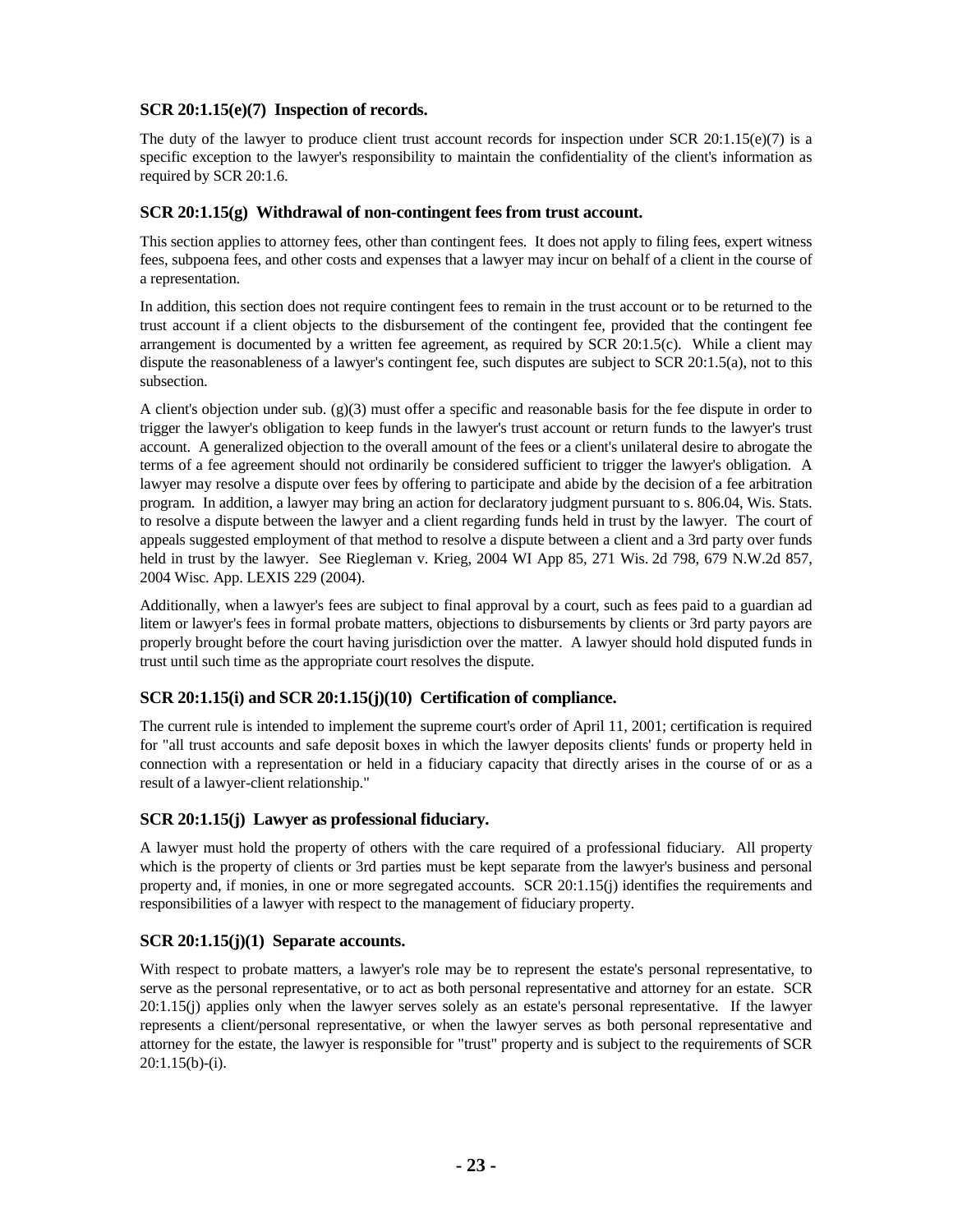### SCR 20:1.15(e)(7) Inspection of records.

The duty of the lawyer to produce client trust account records for inspection under SCR 20:1.15(e)(7) is a specific exception to the lawyer's responsibility to maintain the confidentiality of the client's information as required by SCR 20:1.6.

### SCR 20:1.15(g) Withdrawal of non-contingent fees from trust account.

This section applies to attorney fees, other than contingent fees. It does not apply to filing fees, expert witness fees, subpoena fees, and other costs and expenses that a lawyer may incur on behalf of a client in the course of a representation.

In addition, this section does not require contingent fees to remain in the trust account or to be returned to the trust account if a client objects to the disbursement of the contingent fee, provided that the contingent fee arrangement is documented by a written fee agreement, as required by SCR 20:1.5(c). While a client may dispute the reasonableness of a lawyer's contingent fee, such disputes are subject to SCR 20:1.5(a), not to this subsection.

A client's objection under sub. (g)(3) must offer a specific and reasonable basis for the fee dispute in order to trigger the lawyer's obligation to keep funds in the lawyer's trust account or return funds to the lawyer's trust account. A generalized objection to the overall amount of the fees or a client's unilateral desire to abrogate the terms of a fee agreement should not ordinarily be considered sufficient to trigger the lawyer's obligation. A lawyer may resolve a dispute over fees by offering to participate and abide by the decision of a fee arbitration program. In addition, a lawyer may bring an action for declaratory judgment pursuant to s. 806.04, Wis. Stats. to resolve a dispute between the lawyer and a client regarding funds held in trust by the lawyer. The court of appeals suggested employment of that method to resolve a dispute between a client and a 3rd party over funds held in trust by the lawyer. See Riegleman v. Krieg, 2004 WI App 85, 271 Wis. 2d 798, 679 N.W.2d 857, 2004 Wisc. App. LEXIS 229 (2004).

Additionally, when a lawyer's fees are subject to final approval by a court, such as fees paid to a guardian ad litem or lawyer's fees in formal probate matters, objections to disbursements by clients or 3rd party payors are properly brought before the court having jurisdiction over the matter. A lawyer should hold disputed funds in trust until such time as the appropriate court resolves the dispute.

### SCR 20:1.15(i) and SCR 20:1.15(j)(10) Certification of compliance.

The current rule is intended to implement the supreme court's order of April 11, 2001; certification is required for "all trust accounts and safe deposit boxes in which the lawyer deposits clients' funds or property held in connection with a representation or held in a fiduciary capacity that directly arises in the course of or as a result of a lawyer-client relationship."

### SCR 20:1.15(j) Lawyer as professional fiduciary.

A lawyer must hold the property of others with the care required of a professional fiduciary. All property which is the property of clients or 3rd parties must be kept separate from the lawyer's business and personal property and, if monies, in one or more segregated accounts. SCR 20:1.15(j) identifies the requirements and responsibilities of a lawyer with respect to the management of fiduciary property.

### SCR 20:1.15(j)(1) Separate accounts.

With respect to probate matters, a lawyer's role may be to represent the estate's personal representative, to serve as the personal representative, or to act as both personal representative and attorney for an estate. SCR 20:1.15(j) applies only when the lawyer serves solely as an estate's personal representative. If the lawyer represents a client/personal representative, or when the lawyer serves as both personal representative and attorney for the estate, the lawyer is responsible for "trust" property and is subject to the requirements of SCR 20:1.15(b)-(i).